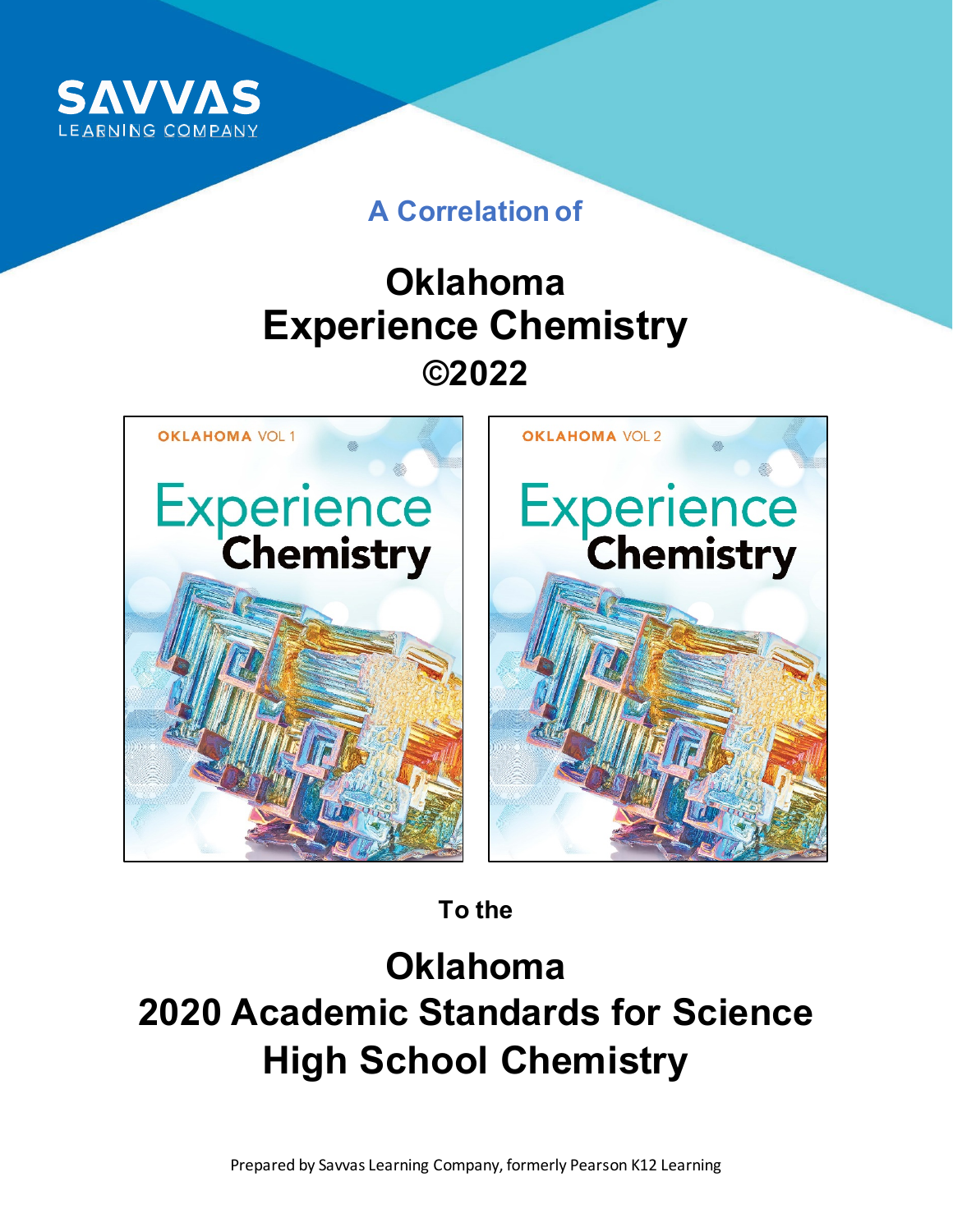SAVVAS
LEARNING COMPANY

## A Correlation of

# Oklahoma
# Experience Chemistry
# ©2022

OKLAHOMA VOL 1
Experience Chemistry

OKLAHOMA VOL 2
Experience Chemistry

**To the**

# Oklahoma
# 2020 Academic Standards for Science
# High School Chemistry

Prepared by Savvas Learning Company, formerly Pearson K12 Learning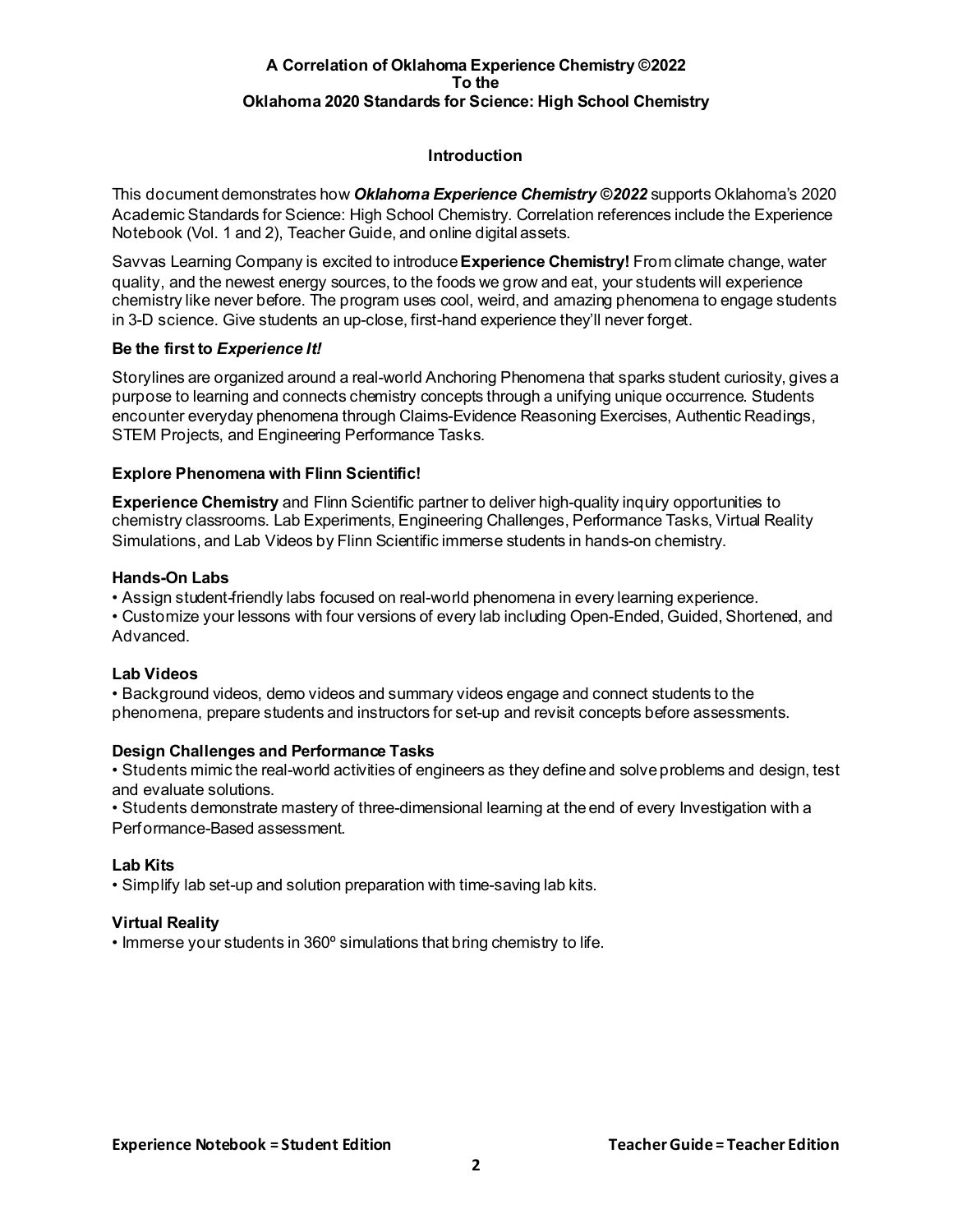**A Correlation of Oklahoma Experience Chemistry ©2022**
**To the**
**Oklahoma 2020 Standards for Science: High School Chemistry**

## Introduction

This document demonstrates how ***Oklahoma Experience Chemistry ©2022*** supports Oklahoma's 2020 Academic Standards for Science: High School Chemistry. Correlation references include the Experience Notebook (Vol. 1 and 2), Teacher Guide, and online digital assets.

Savvas Learning Company is excited to introduce **Experience Chemistry!** From climate change, water quality, and the newest energy sources, to the foods we grow and eat, your students will experience chemistry like never before. The program uses cool, weird, and amazing phenomena to engage students in 3-D science. Give students an up-close, first-hand experience they'll never forget.

### Be the first to *Experience It!*

Storylines are organized around a real-world Anchoring Phenomena that sparks student curiosity, gives a purpose to learning and connects chemistry concepts through a unifying unique occurrence. Students encounter everyday phenomena through Claims-Evidence Reasoning Exercises, Authentic Readings, STEM Projects, and Engineering Performance Tasks.

### Explore Phenomena with Flinn Scientific!

**Experience Chemistry** and Flinn Scientific partner to deliver high-quality inquiry opportunities to chemistry classrooms. Lab Experiments, Engineering Challenges, Performance Tasks, Virtual Reality Simulations, and Lab Videos by Flinn Scientific immerse students in hands-on chemistry.

### Hands-On Labs

- Assign student-friendly labs focused on real-world phenomena in every learning experience.
- Customize your lessons with four versions of every lab including Open-Ended, Guided, Shortened, and Advanced.

### Lab Videos

- Background videos, demo videos and summary videos engage and connect students to the phenomena, prepare students and instructors for set-up and revisit concepts before assessments.

### Design Challenges and Performance Tasks

- Students mimic the real-world activities of engineers as they define and solve problems and design, test and evaluate solutions.
- Students demonstrate mastery of three-dimensional learning at the end of every Investigation with a Performance-Based assessment.

### Lab Kits

- Simplify lab set-up and solution preparation with time-saving lab kits.

### Virtual Reality

- Immerse your students in 360º simulations that bring chemistry to life.

**Experience Notebook = Student Edition** **Teacher Guide = Teacher Edition**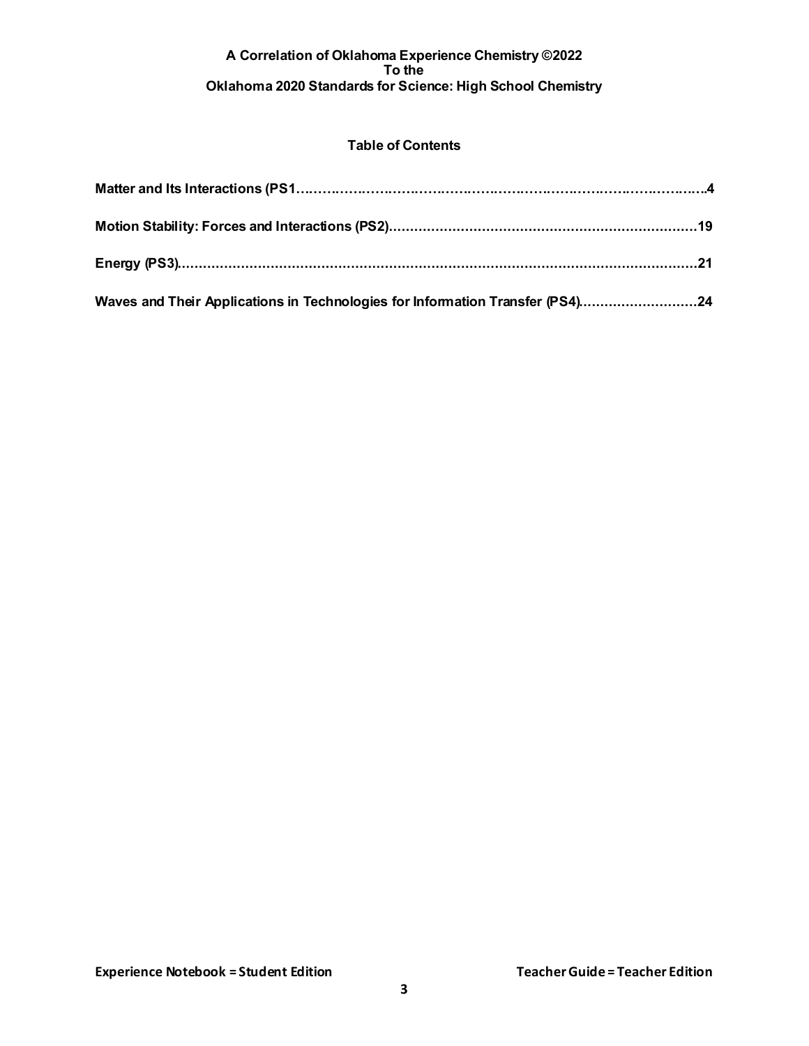**A Correlation of Oklahoma Experience Chemistry ©2022**
**To the**
**Oklahoma 2020 Standards for Science: High School Chemistry**

## Table of Contents

**Matter and Its Interactions (PS1…………………………………………………………………………4**

**Motion Stability: Forces and Interactions (PS2)…………………………………………………………19**

**Energy (PS3)…………………………………………………………………………………………………21**

**Waves and Their Applications in Technologies for Information Transfer (PS4)………………………24**

**Experience Notebook = Student Edition** **Teacher Guide = Teacher Edition**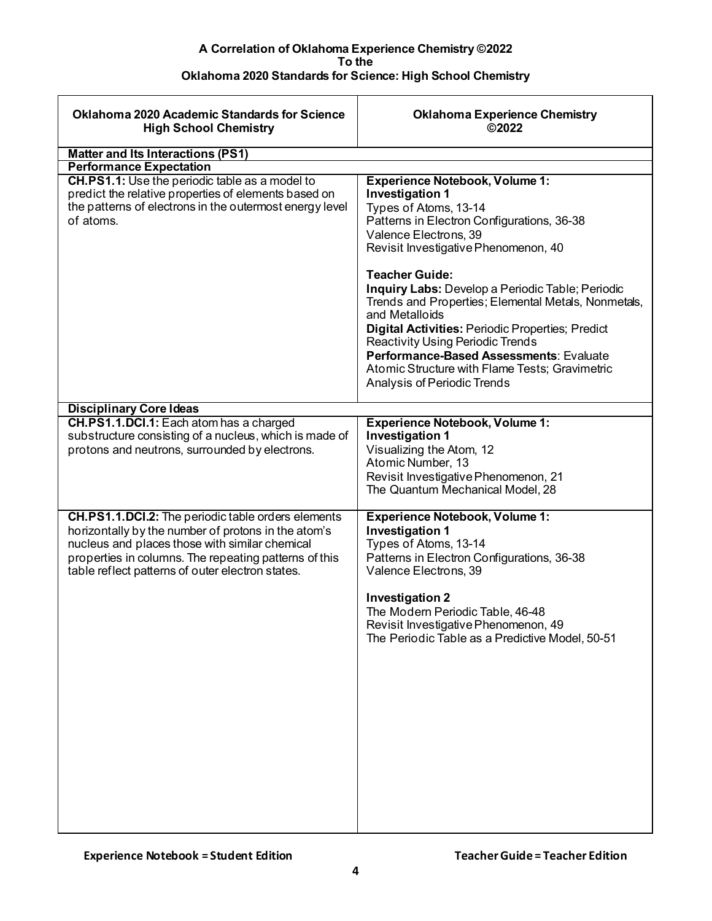**A Correlation of Oklahoma Experience Chemistry ©2022**
**To the**
**Oklahoma 2020 Standards for Science: High School Chemistry**

| Oklahoma 2020 Academic Standards for Science High School Chemistry | Oklahoma Experience Chemistry ©2022 |
|---|---|
| **Matter and Its Interactions (PS1)** | |
| **Performance Expectation** | |
| **CH.PS1.1:** Use the periodic table as a model to predict the relative properties of elements based on the patterns of electrons in the outermost energy level of atoms. | **Experience Notebook, Volume 1:**<br>**Investigation 1**<br>Types of Atoms, 13-14<br>Patterns in Electron Configurations, 36-38<br>Valence Electrons, 39<br>Revisit Investigative Phenomenon, 40<br><br>**Teacher Guide:**<br>**Inquiry Labs:** Develop a Periodic Table; Periodic Trends and Properties; Elemental Metals, Nonmetals, and Metalloids<br>**Digital Activities:** Periodic Properties; Predict Reactivity Using Periodic Trends<br>**Performance-Based Assessments**: Evaluate Atomic Structure with Flame Tests; Gravimetric Analysis of Periodic Trends |
| **Disciplinary Core Ideas** | |
| **CH.PS1.1.DCI.1:** Each atom has a charged substructure consisting of a nucleus, which is made of protons and neutrons, surrounded by electrons. | **Experience Notebook, Volume 1:**<br>**Investigation 1**<br>Visualizing the Atom, 12<br>Atomic Number, 13<br>Revisit Investigative Phenomenon, 21<br>The Quantum Mechanical Model, 28 |
| **CH.PS1.1.DCI.2:** The periodic table orders elements horizontally by the number of protons in the atom's nucleus and places those with similar chemical properties in columns. The repeating patterns of this table reflect patterns of outer electron states. | **Experience Notebook, Volume 1:**<br>**Investigation 1**<br>Types of Atoms, 13-14<br>Patterns in Electron Configurations, 36-38<br>Valence Electrons, 39<br><br>**Investigation 2**<br>The Modern Periodic Table, 46-48<br>Revisit Investigative Phenomenon, 49<br>The Periodic Table as a Predictive Model, 50-51 |

**Experience Notebook = Student Edition** **Teacher Guide = Teacher Edition**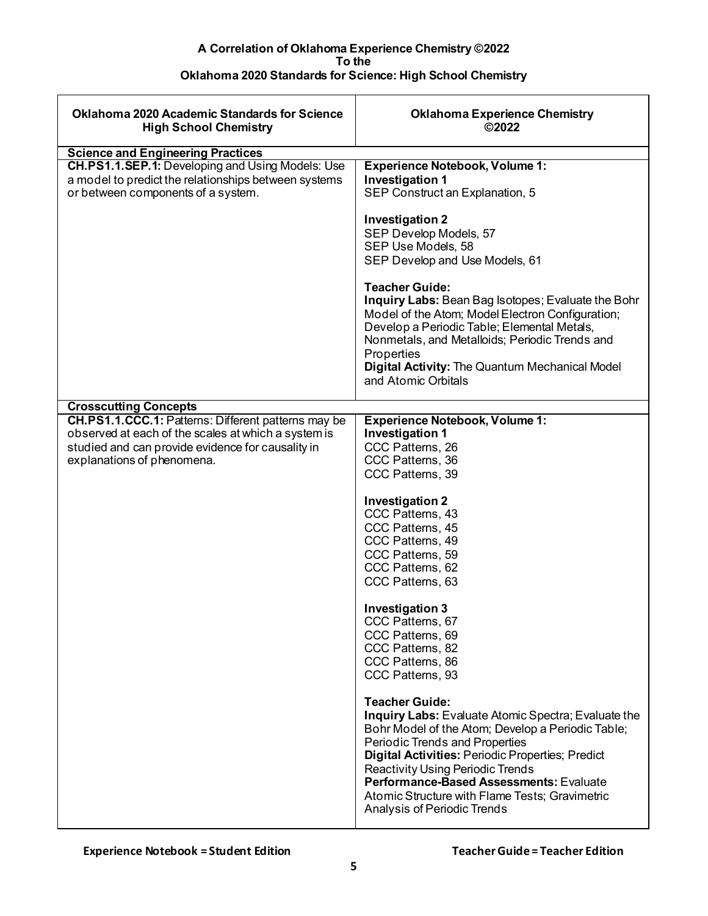**A Correlation of Oklahoma Experience Chemistry ©2022**
**To the**
**Oklahoma 2020 Standards for Science: High School Chemistry**

| Oklahoma 2020 Academic Standards for Science High School Chemistry | Oklahoma Experience Chemistry ©2022 |
|---|---|
| **Science and Engineering Practices** | |
| **CH.PS1.1.SEP.1:** Developing and Using Models: Use a model to predict the relationships between systems or between components of a system. | **Experience Notebook, Volume 1:**<br>**Investigation 1**<br>SEP Construct an Explanation, 5<br><br>**Investigation 2**<br>SEP Develop Models, 57<br>SEP Use Models, 58<br>SEP Develop and Use Models, 61<br><br>**Teacher Guide:**<br>**Inquiry Labs:** Bean Bag Isotopes; Evaluate the Bohr Model of the Atom; Model Electron Configuration; Develop a Periodic Table; Elemental Metals, Nonmetals, and Metalloids; Periodic Trends and Properties<br>**Digital Activity:** The Quantum Mechanical Model and Atomic Orbitals |
| **Crosscutting Concepts** | |
| **CH.PS1.1.CCC.1:** Patterns: Different patterns may be observed at each of the scales at which a system is studied and can provide evidence for causality in explanations of phenomena. | **Experience Notebook, Volume 1:**<br>**Investigation 1**<br>CCC Patterns, 26<br>CCC Patterns, 36<br>CCC Patterns, 39<br><br>**Investigation 2**<br>CCC Patterns, 43<br>CCC Patterns, 45<br>CCC Patterns, 49<br>CCC Patterns, 59<br>CCC Patterns, 62<br>CCC Patterns, 63<br><br>**Investigation 3**<br>CCC Patterns, 67<br>CCC Patterns, 69<br>CCC Patterns, 82<br>CCC Patterns, 86<br>CCC Patterns, 93<br><br>**Teacher Guide:**<br>**Inquiry Labs:** Evaluate Atomic Spectra; Evaluate the Bohr Model of the Atom; Develop a Periodic Table; Periodic Trends and Properties<br>**Digital Activities:** Periodic Properties; Predict Reactivity Using Periodic Trends<br>**Performance-Based Assessments:** Evaluate Atomic Structure with Flame Tests; Gravimetric Analysis of Periodic Trends |

**Experience Notebook = Student Edition** **Teacher Guide = Teacher Edition**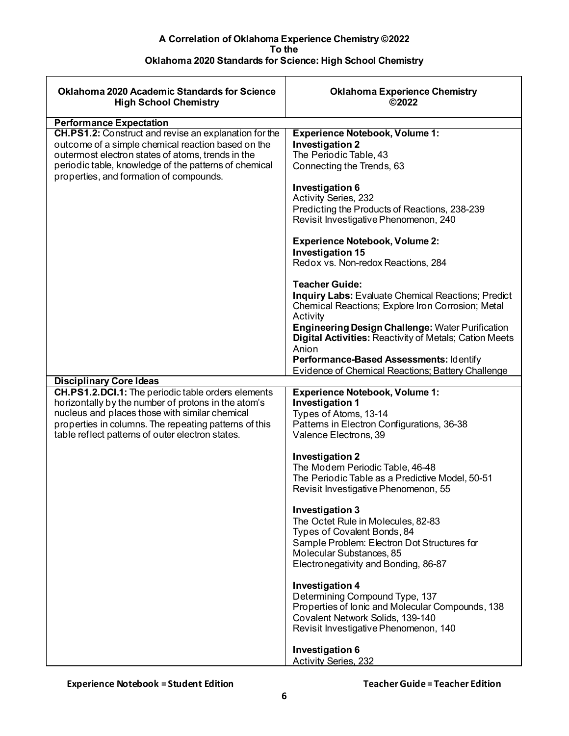**A Correlation of Oklahoma Experience Chemistry ©2022**
**To the**
**Oklahoma 2020 Standards for Science: High School Chemistry**

| Oklahoma 2020 Academic Standards for Science High School Chemistry | Oklahoma Experience Chemistry ©2022 |
|---|---|
| **Performance Expectation** | |
| **CH.PS1.2:** Construct and revise an explanation for the outcome of a simple chemical reaction based on the outermost electron states of atoms, trends in the periodic table, knowledge of the patterns of chemical properties, and formation of compounds. | **Experience Notebook, Volume 1:**<br>**Investigation 2**<br>The Periodic Table, 43<br>Connecting the Trends, 63<br><br>**Investigation 6**<br>Activity Series, 232<br>Predicting the Products of Reactions, 238-239<br>Revisit Investigative Phenomenon, 240<br><br>**Experience Notebook, Volume 2:**<br>**Investigation 15**<br>Redox vs. Non-redox Reactions, 284<br><br>**Teacher Guide:**<br>**Inquiry Labs:** Evaluate Chemical Reactions; Predict Chemical Reactions; Explore Iron Corrosion; Metal Activity<br>**Engineering Design Challenge:** Water Purification<br>**Digital Activities:** Reactivity of Metals; Cation Meets Anion<br>**Performance-Based Assessments:** Identify Evidence of Chemical Reactions; Battery Challenge |
| **Disciplinary Core Ideas** | |
| **CH.PS1.2.DCI.1:** The periodic table orders elements horizontally by the number of protons in the atom's nucleus and places those with similar chemical properties in columns. The repeating patterns of this table reflect patterns of outer electron states. | **Experience Notebook, Volume 1:**<br>**Investigation 1**<br>Types of Atoms, 13-14<br>Patterns in Electron Configurations, 36-38<br>Valence Electrons, 39<br><br>**Investigation 2**<br>The Modern Periodic Table, 46-48<br>The Periodic Table as a Predictive Model, 50-51<br>Revisit Investigative Phenomenon, 55<br><br>**Investigation 3**<br>The Octet Rule in Molecules, 82-83<br>Types of Covalent Bonds, 84<br>Sample Problem: Electron Dot Structures for Molecular Substances, 85<br>Electronegativity and Bonding, 86-87<br><br>**Investigation 4**<br>Determining Compound Type, 137<br>Properties of Ionic and Molecular Compounds, 138<br>Covalent Network Solids, 139-140<br>Revisit Investigative Phenomenon, 140<br><br>**Investigation 6**<br>Activity Series, 232 |

**Experience Notebook = Student Edition** **Teacher Guide = Teacher Edition**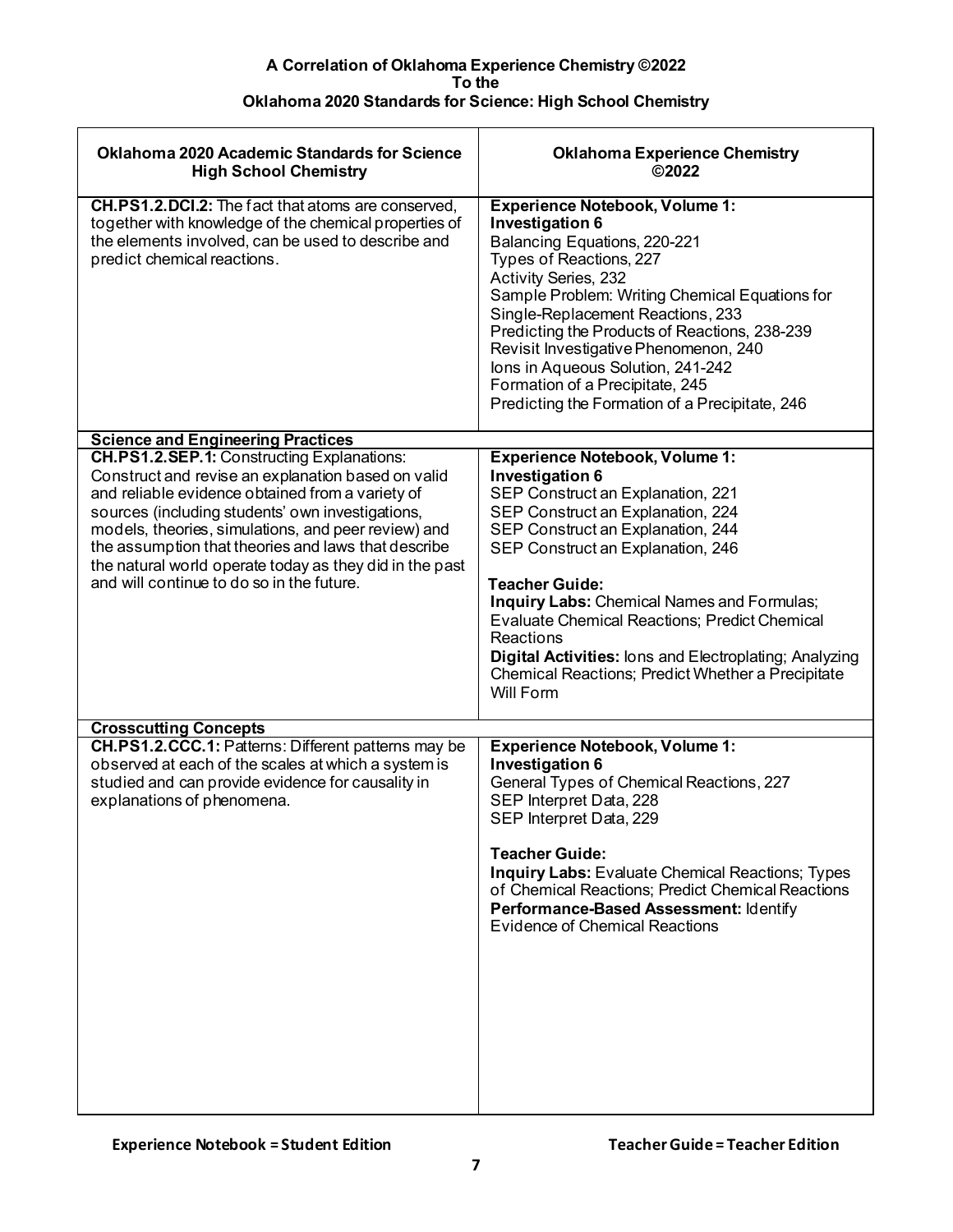**A Correlation of Oklahoma Experience Chemistry ©2022**
**To the**
**Oklahoma 2020 Standards for Science: High School Chemistry**

| Oklahoma 2020 Academic Standards for Science High School Chemistry | Oklahoma Experience Chemistry ©2022 |
|---|---|
| **CH.PS1.2.DCI.2:** The fact that atoms are conserved, together with knowledge of the chemical properties of the elements involved, can be used to describe and predict chemical reactions. | **Experience Notebook, Volume 1:**<br>**Investigation 6**<br>Balancing Equations, 220-221<br>Types of Reactions, 227<br>Activity Series, 232<br>Sample Problem: Writing Chemical Equations for Single-Replacement Reactions, 233<br>Predicting the Products of Reactions, 238-239<br>Revisit Investigative Phenomenon, 240<br>Ions in Aqueous Solution, 241-242<br>Formation of a Precipitate, 245<br>Predicting the Formation of a Precipitate, 246 |
| **Science and Engineering Practices** | |
| **CH.PS1.2.SEP.1:** Constructing Explanations: Construct and revise an explanation based on valid and reliable evidence obtained from a variety of sources (including students' own investigations, models, theories, simulations, and peer review) and the assumption that theories and laws that describe the natural world operate today as they did in the past and will continue to do so in the future. | **Experience Notebook, Volume 1:**<br>**Investigation 6**<br>SEP Construct an Explanation, 221<br>SEP Construct an Explanation, 224<br>SEP Construct an Explanation, 244<br>SEP Construct an Explanation, 246<br><br>**Teacher Guide:**<br>**Inquiry Labs:** Chemical Names and Formulas; Evaluate Chemical Reactions; Predict Chemical Reactions<br>**Digital Activities:** Ions and Electroplating; Analyzing Chemical Reactions; Predict Whether a Precipitate Will Form |
| **Crosscutting Concepts** | |
| **CH.PS1.2.CCC.1:** Patterns: Different patterns may be observed at each of the scales at which a system is studied and can provide evidence for causality in explanations of phenomena. | **Experience Notebook, Volume 1:**<br>**Investigation 6**<br>General Types of Chemical Reactions, 227<br>SEP Interpret Data, 228<br>SEP Interpret Data, 229<br><br>**Teacher Guide:**<br>**Inquiry Labs:** Evaluate Chemical Reactions; Types of Chemical Reactions; Predict Chemical Reactions<br>**Performance-Based Assessment:** Identify Evidence of Chemical Reactions |

**Experience Notebook = Student Edition** **Teacher Guide = Teacher Edition**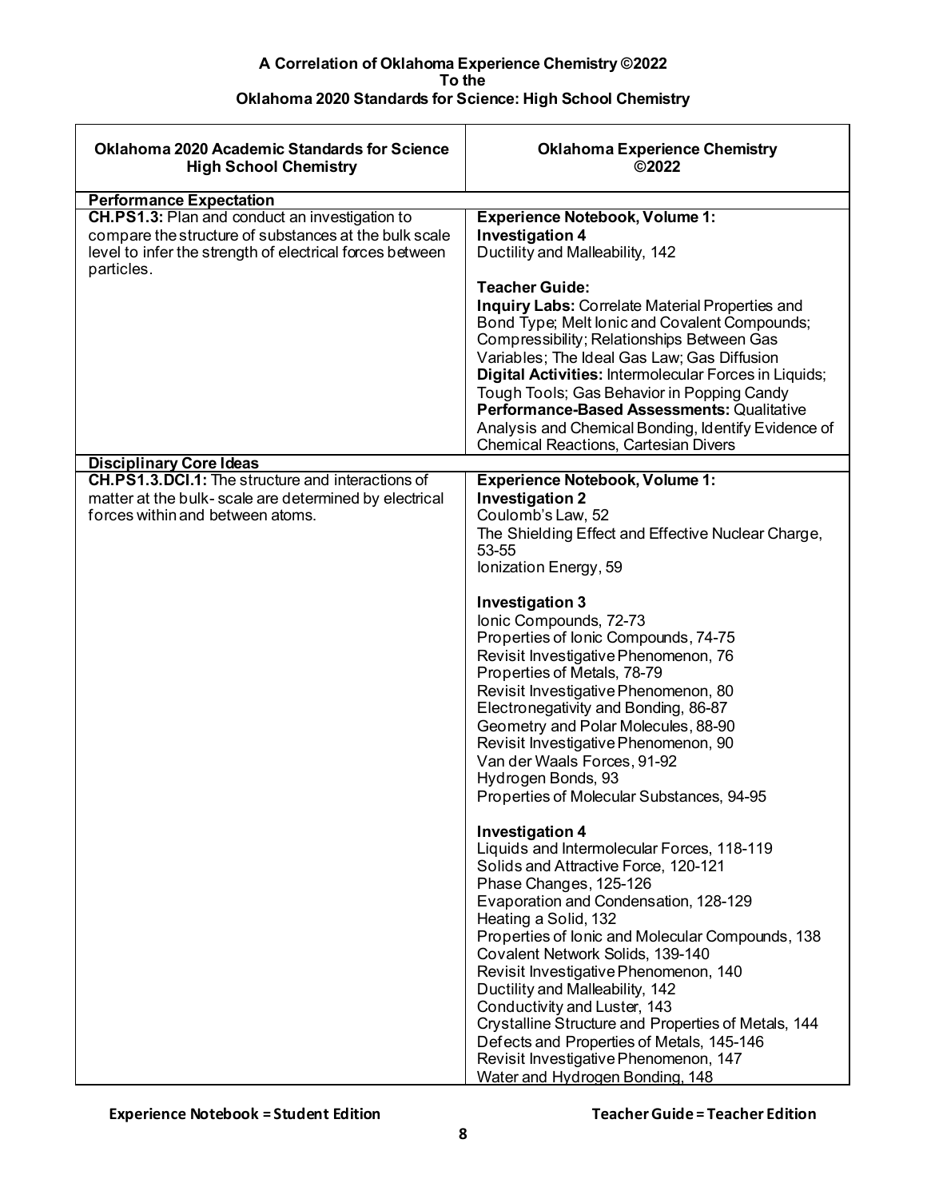**A Correlation of Oklahoma Experience Chemistry ©2022**
**To the**
**Oklahoma 2020 Standards for Science: High School Chemistry**

| Oklahoma 2020 Academic Standards for Science High School Chemistry | Oklahoma Experience Chemistry ©2022 |
|---|---|
| **Performance Expectation** | |
| **CH.PS1.3:** Plan and conduct an investigation to compare the structure of substances at the bulk scale level to infer the strength of electrical forces between particles. | **Experience Notebook, Volume 1:**<br>**Investigation 4**<br>Ductility and Malleability, 142<br><br>**Teacher Guide:**<br>**Inquiry Labs:** Correlate Material Properties and Bond Type; Melt Ionic and Covalent Compounds; Compressibility; Relationships Between Gas Variables; The Ideal Gas Law; Gas Diffusion<br>**Digital Activities:** Intermolecular Forces in Liquids; Tough Tools; Gas Behavior in Popping Candy<br>**Performance-Based Assessments:** Qualitative Analysis and Chemical Bonding, Identify Evidence of Chemical Reactions, Cartesian Divers |
| **Disciplinary Core Ideas** | |
| **CH.PS1.3.DCI.1:** The structure and interactions of matter at the bulk- scale are determined by electrical forces within and between atoms. | **Experience Notebook, Volume 1:**<br>**Investigation 2**<br>Coulomb's Law, 52<br>The Shielding Effect and Effective Nuclear Charge, 53-55<br>Ionization Energy, 59<br><br>**Investigation 3**<br>Ionic Compounds, 72-73<br>Properties of Ionic Compounds, 74-75<br>Revisit Investigative Phenomenon, 76<br>Properties of Metals, 78-79<br>Revisit Investigative Phenomenon, 80<br>Electronegativity and Bonding, 86-87<br>Geometry and Polar Molecules, 88-90<br>Revisit Investigative Phenomenon, 90<br>Van der Waals Forces, 91-92<br>Hydrogen Bonds, 93<br>Properties of Molecular Substances, 94-95<br><br>**Investigation 4**<br>Liquids and Intermolecular Forces, 118-119<br>Solids and Attractive Force, 120-121<br>Phase Changes, 125-126<br>Evaporation and Condensation, 128-129<br>Heating a Solid, 132<br>Properties of Ionic and Molecular Compounds, 138<br>Covalent Network Solids, 139-140<br>Revisit Investigative Phenomenon, 140<br>Ductility and Malleability, 142<br>Conductivity and Luster, 143<br>Crystalline Structure and Properties of Metals, 144<br>Defects and Properties of Metals, 145-146<br>Revisit Investigative Phenomenon, 147<br>Water and Hydrogen Bonding, 148 |

**Experience Notebook = Student Edition** **Teacher Guide = Teacher Edition**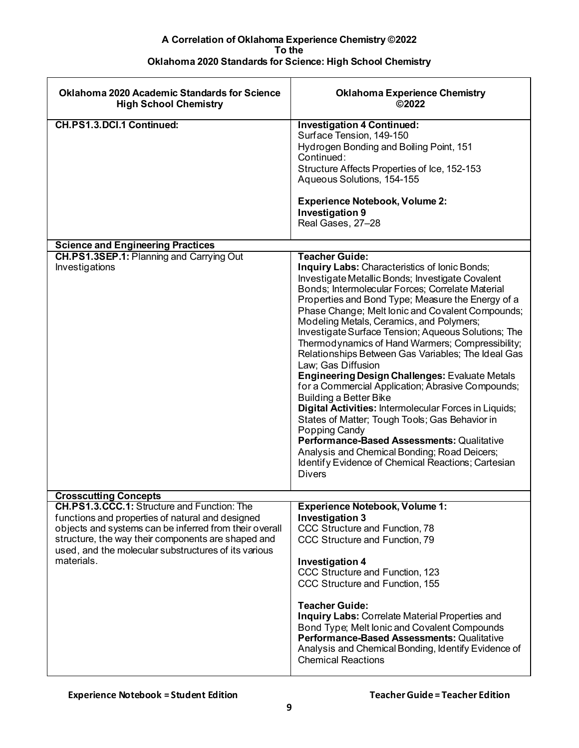**A Correlation of Oklahoma Experience Chemistry ©2022**
**To the**
**Oklahoma 2020 Standards for Science: High School Chemistry**

| Oklahoma 2020 Academic Standards for Science High School Chemistry | Oklahoma Experience Chemistry ©2022 |
|---|---|
| **CH.PS1.3.DCI.1 Continued:** | **Investigation 4 Continued:**<br>Surface Tension, 149-150<br>Hydrogen Bonding and Boiling Point, 151<br>Continued:<br>Structure Affects Properties of Ice, 152-153<br>Aqueous Solutions, 154-155<br><br>**Experience Notebook, Volume 2:**<br>**Investigation 9**<br>Real Gases, 27–28 |
| **Science and Engineering Practices** | |
| **CH.PS1.3SEP.1:** Planning and Carrying Out Investigations | **Teacher Guide:**<br>**Inquiry Labs:** Characteristics of Ionic Bonds; Investigate Metallic Bonds; Investigate Covalent Bonds; Intermolecular Forces; Correlate Material Properties and Bond Type; Measure the Energy of a Phase Change; Melt Ionic and Covalent Compounds; Modeling Metals, Ceramics, and Polymers; Investigate Surface Tension; Aqueous Solutions; The Thermodynamics of Hand Warmers; Compressibility; Relationships Between Gas Variables; The Ideal Gas Law; Gas Diffusion<br>**Engineering Design Challenges:** Evaluate Metals for a Commercial Application; Abrasive Compounds; Building a Better Bike<br>**Digital Activities:** Intermolecular Forces in Liquids; States of Matter; Tough Tools; Gas Behavior in Popping Candy<br>**Performance-Based Assessments:** Qualitative Analysis and Chemical Bonding; Road Deicers; Identify Evidence of Chemical Reactions; Cartesian Divers |
| **Crosscutting Concepts** | |
| **CH.PS1.3.CCC.1:** Structure and Function: The functions and properties of natural and designed objects and systems can be inferred from their overall structure, the way their components are shaped and used, and the molecular substructures of its various materials. | **Experience Notebook, Volume 1:**<br>**Investigation 3**<br>CCC Structure and Function, 78<br>CCC Structure and Function, 79<br><br>**Investigation 4**<br>CCC Structure and Function, 123<br>CCC Structure and Function, 155<br><br>**Teacher Guide:**<br>**Inquiry Labs:** Correlate Material Properties and Bond Type; Melt Ionic and Covalent Compounds<br>**Performance-Based Assessments:** Qualitative Analysis and Chemical Bonding, Identify Evidence of Chemical Reactions |

**Experience Notebook = Student Edition** **Teacher Guide = Teacher Edition**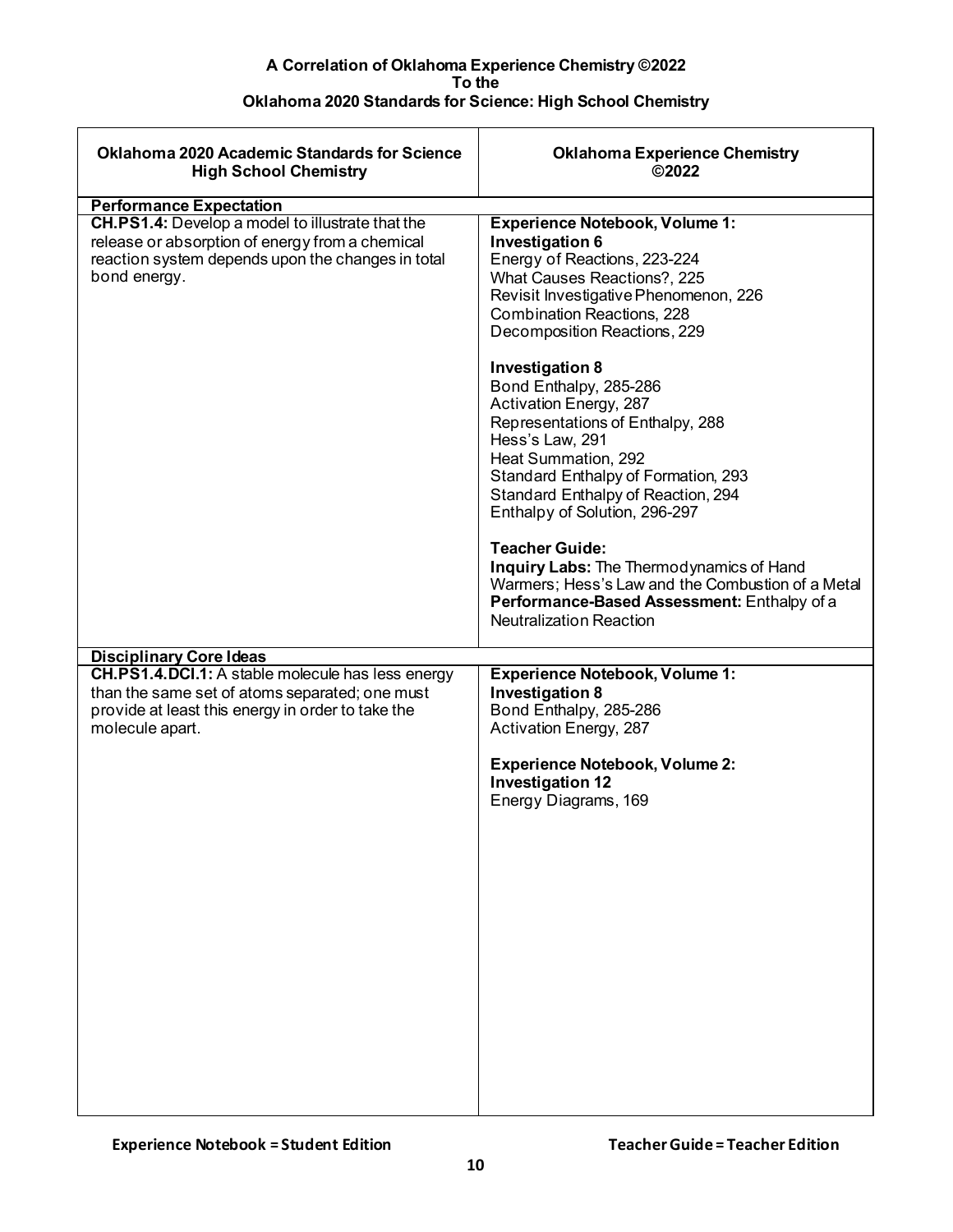**A Correlation of Oklahoma Experience Chemistry ©2022**
**To the**
**Oklahoma 2020 Standards for Science: High School Chemistry**

| Oklahoma 2020 Academic Standards for Science High School Chemistry | Oklahoma Experience Chemistry ©2022 |
|---|---|
| **Performance Expectation** | |
| **CH.PS1.4:** Develop a model to illustrate that the release or absorption of energy from a chemical reaction system depends upon the changes in total bond energy. | **Experience Notebook, Volume 1:**<br>**Investigation 6**<br>Energy of Reactions, 223-224<br>What Causes Reactions?, 225<br>Revisit Investigative Phenomenon, 226<br>Combination Reactions, 228<br>Decomposition Reactions, 229<br><br>**Investigation 8**<br>Bond Enthalpy, 285-286<br>Activation Energy, 287<br>Representations of Enthalpy, 288<br>Hess's Law, 291<br>Heat Summation, 292<br>Standard Enthalpy of Formation, 293<br>Standard Enthalpy of Reaction, 294<br>Enthalpy of Solution, 296-297<br><br>**Teacher Guide:**<br>**Inquiry Labs:** The Thermodynamics of Hand Warmers; Hess's Law and the Combustion of a Metal<br>**Performance-Based Assessment:** Enthalpy of a Neutralization Reaction |
| **Disciplinary Core Ideas** | |
| **CH.PS1.4.DCI.1:** A stable molecule has less energy than the same set of atoms separated; one must provide at least this energy in order to take the molecule apart. | **Experience Notebook, Volume 1:**<br>**Investigation 8**<br>Bond Enthalpy, 285-286<br>Activation Energy, 287<br><br>**Experience Notebook, Volume 2:**<br>**Investigation 12**<br>Energy Diagrams, 169 |

**Experience Notebook = Student Edition** **Teacher Guide = Teacher Edition**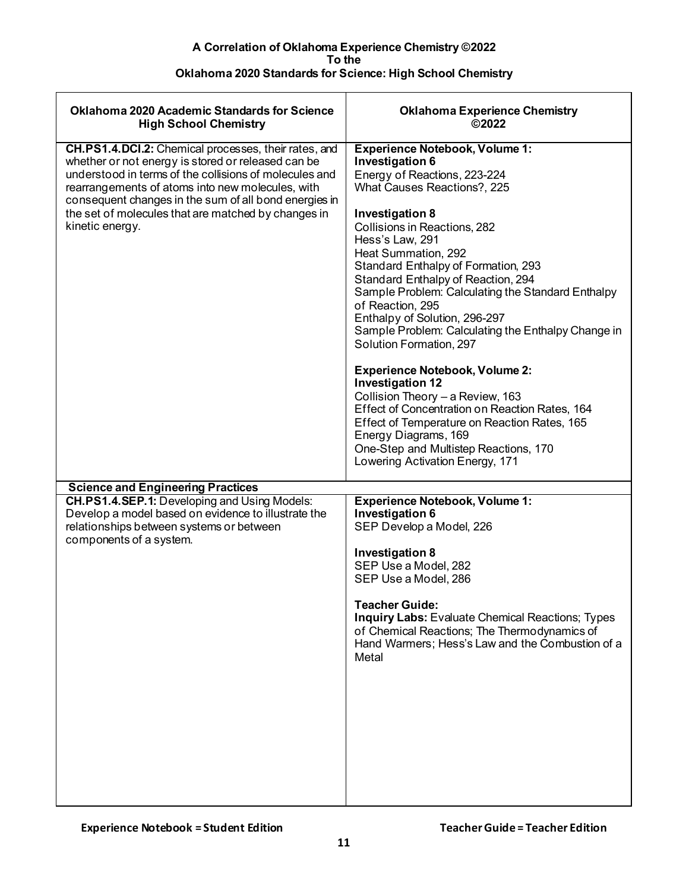**A Correlation of Oklahoma Experience Chemistry ©2022**
**To the**
**Oklahoma 2020 Standards for Science: High School Chemistry**

| Oklahoma 2020 Academic Standards for Science High School Chemistry | Oklahoma Experience Chemistry ©2022 |
|---|---|
| **CH.PS1.4.DCI.2:** Chemical processes, their rates, and whether or not energy is stored or released can be understood in terms of the collisions of molecules and rearrangements of atoms into new molecules, with consequent changes in the sum of all bond energies in the set of molecules that are matched by changes in kinetic energy. | **Experience Notebook, Volume 1:**<br>**Investigation 6**<br>Energy of Reactions, 223-224<br>What Causes Reactions?, 225<br><br>**Investigation 8**<br>Collisions in Reactions, 282<br>Hess's Law, 291<br>Heat Summation, 292<br>Standard Enthalpy of Formation, 293<br>Standard Enthalpy of Reaction, 294<br>Sample Problem: Calculating the Standard Enthalpy of Reaction, 295<br>Enthalpy of Solution, 296-297<br>Sample Problem: Calculating the Enthalpy Change in Solution Formation, 297<br><br>**Experience Notebook, Volume 2:**<br>**Investigation 12**<br>Collision Theory – a Review, 163<br>Effect of Concentration on Reaction Rates, 164<br>Effect of Temperature on Reaction Rates, 165<br>Energy Diagrams, 169<br>One-Step and Multistep Reactions, 170<br>Lowering Activation Energy, 171 |
| **Science and Engineering Practices** | |
| **CH.PS1.4.SEP.1:** Developing and Using Models: Develop a model based on evidence to illustrate the relationships between systems or between components of a system. | **Experience Notebook, Volume 1:**<br>**Investigation 6**<br>SEP Develop a Model, 226<br><br>**Investigation 8**<br>SEP Use a Model, 282<br>SEP Use a Model, 286<br><br>**Teacher Guide:**<br>**Inquiry Labs:** Evaluate Chemical Reactions; Types of Chemical Reactions; The Thermodynamics of Hand Warmers; Hess's Law and the Combustion of a Metal |

**Experience Notebook = Student Edition** **Teacher Guide = Teacher Edition**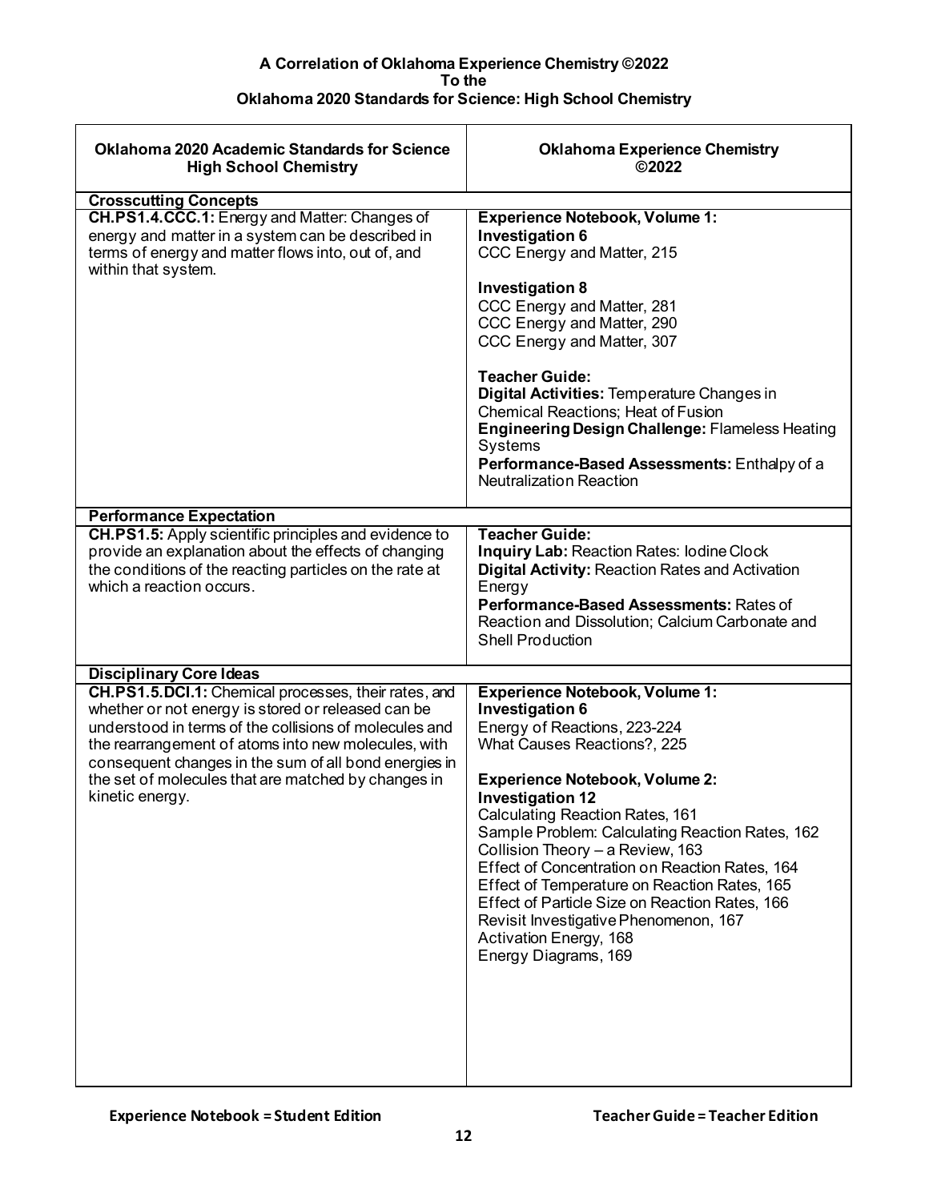**A Correlation of Oklahoma Experience Chemistry ©2022**
**To the**
**Oklahoma 2020 Standards for Science: High School Chemistry**

| Oklahoma 2020 Academic Standards for Science High School Chemistry | Oklahoma Experience Chemistry ©2022 |
|---|---|
| **Crosscutting Concepts** | |
| **CH.PS1.4.CCC.1:** Energy and Matter: Changes of energy and matter in a system can be described in terms of energy and matter flows into, out of, and within that system. | **Experience Notebook, Volume 1:**<br>**Investigation 6**<br>CCC Energy and Matter, 215<br><br>**Investigation 8**<br>CCC Energy and Matter, 281<br>CCC Energy and Matter, 290<br>CCC Energy and Matter, 307<br><br>**Teacher Guide:**<br>**Digital Activities:** Temperature Changes in Chemical Reactions; Heat of Fusion<br>**Engineering Design Challenge:** Flameless Heating Systems<br>**Performance-Based Assessments:** Enthalpy of a Neutralization Reaction |
| **Performance Expectation** | |
| **CH.PS1.5:** Apply scientific principles and evidence to provide an explanation about the effects of changing the conditions of the reacting particles on the rate at which a reaction occurs. | **Teacher Guide:**<br>**Inquiry Lab:** Reaction Rates: Iodine Clock<br>**Digital Activity:** Reaction Rates and Activation Energy<br>**Performance-Based Assessments:** Rates of Reaction and Dissolution; Calcium Carbonate and Shell Production |
| **Disciplinary Core Ideas** | |
| **CH.PS1.5.DCI.1:** Chemical processes, their rates, and whether or not energy is stored or released can be understood in terms of the collisions of molecules and the rearrangement of atoms into new molecules, with consequent changes in the sum of all bond energies in the set of molecules that are matched by changes in kinetic energy. | **Experience Notebook, Volume 1:**<br>**Investigation 6**<br>Energy of Reactions, 223-224<br>What Causes Reactions?, 225<br><br>**Experience Notebook, Volume 2:**<br>**Investigation 12**<br>Calculating Reaction Rates, 161<br>Sample Problem: Calculating Reaction Rates, 162<br>Collision Theory – a Review, 163<br>Effect of Concentration on Reaction Rates, 164<br>Effect of Temperature on Reaction Rates, 165<br>Effect of Particle Size on Reaction Rates, 166<br>Revisit Investigative Phenomenon, 167<br>Activation Energy, 168<br>Energy Diagrams, 169 |

**Experience Notebook = Student Edition** **Teacher Guide = Teacher Edition**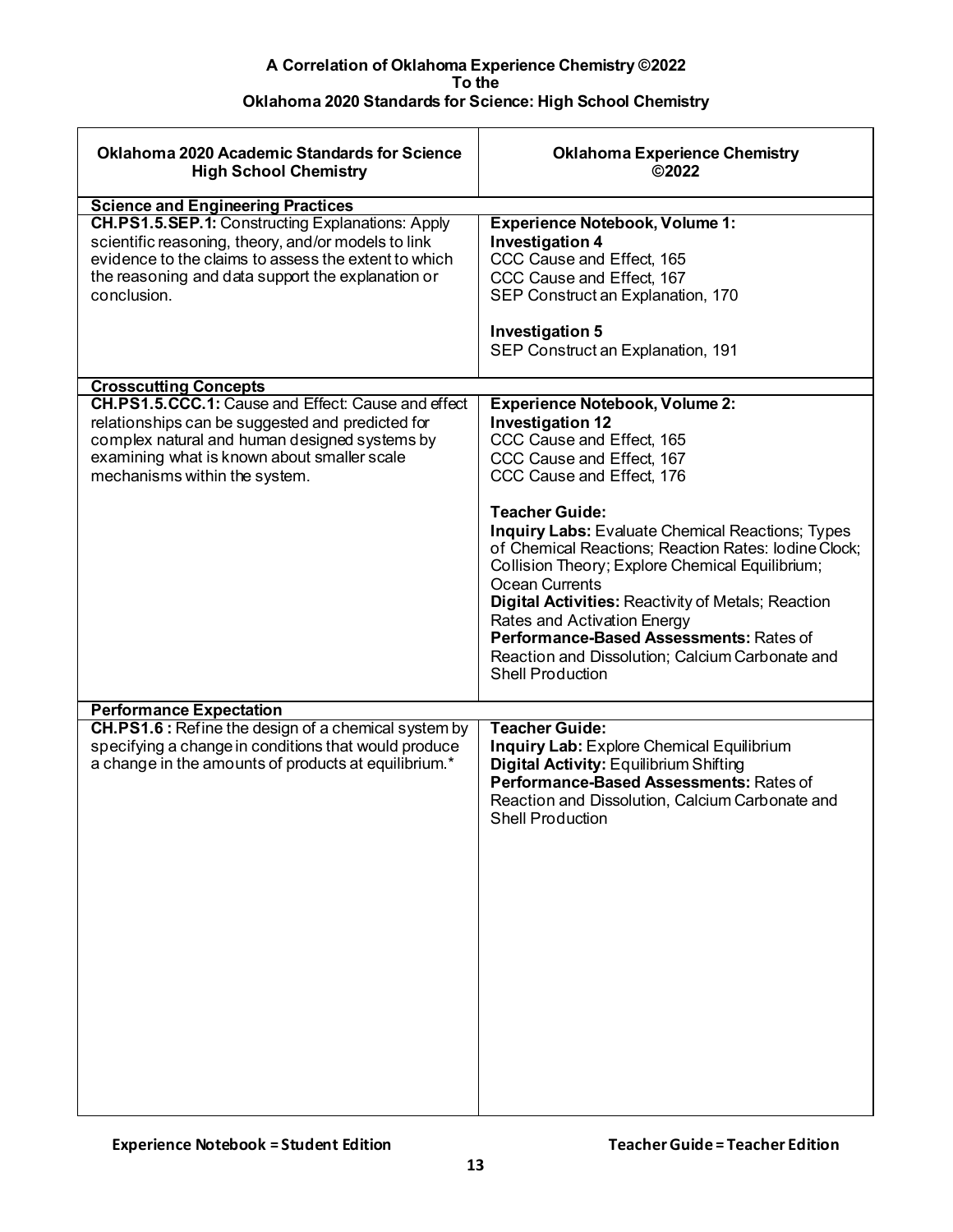**A Correlation of Oklahoma Experience Chemistry ©2022**
**To the**
**Oklahoma 2020 Standards for Science: High School Chemistry**

| Oklahoma 2020 Academic Standards for Science High School Chemistry | Oklahoma Experience Chemistry ©2022 |
|---|---|
| **Science and Engineering Practices** | |
| **CH.PS1.5.SEP.1:** Constructing Explanations: Apply scientific reasoning, theory, and/or models to link evidence to the claims to assess the extent to which the reasoning and data support the explanation or conclusion. | **Experience Notebook, Volume 1:**<br>**Investigation 4**<br>CCC Cause and Effect, 165<br>CCC Cause and Effect, 167<br>SEP Construct an Explanation, 170<br><br>**Investigation 5**<br>SEP Construct an Explanation, 191 |
| **Crosscutting Concepts** | |
| **CH.PS1.5.CCC.1:** Cause and Effect: Cause and effect relationships can be suggested and predicted for complex natural and human designed systems by examining what is known about smaller scale mechanisms within the system. | **Experience Notebook, Volume 2:**<br>**Investigation 12**<br>CCC Cause and Effect, 165<br>CCC Cause and Effect, 167<br>CCC Cause and Effect, 176<br><br>**Teacher Guide:**<br>**Inquiry Labs:** Evaluate Chemical Reactions; Types of Chemical Reactions; Reaction Rates: Iodine Clock; Collision Theory; Explore Chemical Equilibrium; Ocean Currents<br>**Digital Activities:** Reactivity of Metals; Reaction Rates and Activation Energy<br>**Performance-Based Assessments:** Rates of Reaction and Dissolution; Calcium Carbonate and Shell Production |
| **Performance Expectation** | |
| **CH.PS1.6 :** Refine the design of a chemical system by specifying a change in conditions that would produce a change in the amounts of products at equilibrium.* | **Teacher Guide:**<br>**Inquiry Lab:** Explore Chemical Equilibrium<br>**Digital Activity:** Equilibrium Shifting<br>**Performance-Based Assessments:** Rates of Reaction and Dissolution, Calcium Carbonate and Shell Production |

**Experience Notebook = Student Edition** **Teacher Guide = Teacher Edition**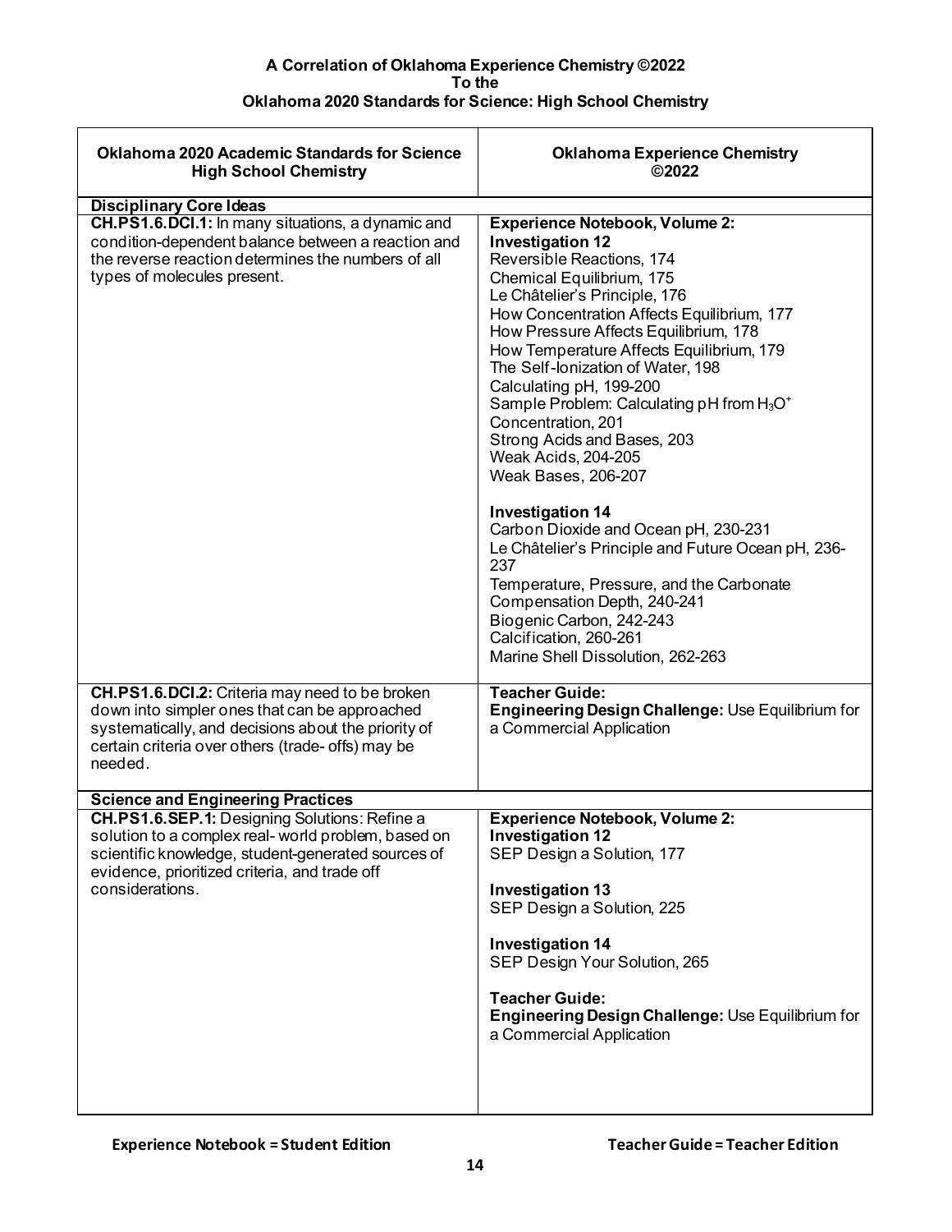**A Correlation of Oklahoma Experience Chemistry ©2022**
**To the**
**Oklahoma 2020 Standards for Science: High School Chemistry**

| Oklahoma 2020 Academic Standards for Science High School Chemistry | Oklahoma Experience Chemistry ©2022 |
|---|---|
| **Disciplinary Core Ideas** | |
| **CH.PS1.6.DCI.1:** In many situations, a dynamic and condition-dependent balance between a reaction and the reverse reaction determines the numbers of all types of molecules present. | **Experience Notebook, Volume 2:**<br>**Investigation 12**<br>Reversible Reactions, 174<br>Chemical Equilibrium, 175<br>Le Châtelier's Principle, 176<br>How Concentration Affects Equilibrium, 177<br>How Pressure Affects Equilibrium, 178<br>How Temperature Affects Equilibrium, 179<br>The Self-Ionization of Water, 198<br>Calculating pH, 199-200<br>Sample Problem: Calculating pH from $H_3O^+$ Concentration, 201<br>Strong Acids and Bases, 203<br>Weak Acids, 204-205<br>Weak Bases, 206-207<br><br>**Investigation 14**<br>Carbon Dioxide and Ocean pH, 230-231<br>Le Châtelier's Principle and Future Ocean pH, 236-237<br>Temperature, Pressure, and the Carbonate Compensation Depth, 240-241<br>Biogenic Carbon, 242-243<br>Calcification, 260-261<br>Marine Shell Dissolution, 262-263 |
| **CH.PS1.6.DCI.2:** Criteria may need to be broken down into simpler ones that can be approached systematically, and decisions about the priority of certain criteria over others (trade- offs) may be needed. | **Teacher Guide:**<br>**Engineering Design Challenge:** Use Equilibrium for a Commercial Application |
| **Science and Engineering Practices** | |
| **CH.PS1.6.SEP.1:** Designing Solutions: Refine a solution to a complex real- world problem, based on scientific knowledge, student-generated sources of evidence, prioritized criteria, and trade off considerations. | **Experience Notebook, Volume 2:**<br>**Investigation 12**<br>SEP Design a Solution, 177<br><br>**Investigation 13**<br>SEP Design a Solution, 225<br><br>**Investigation 14**<br>SEP Design Your Solution, 265<br><br>**Teacher Guide:**<br>**Engineering Design Challenge:** Use Equilibrium for a Commercial Application |

**Experience Notebook = Student Edition** **Teacher Guide = Teacher Edition**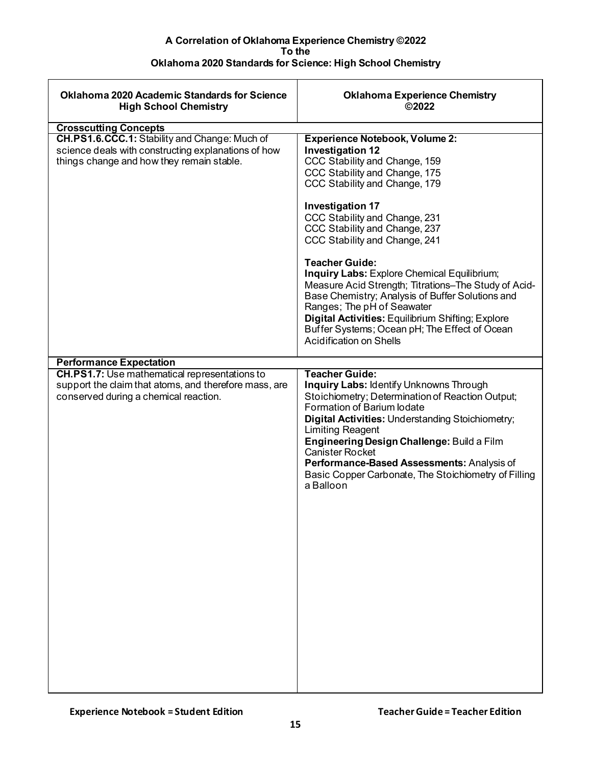**A Correlation of Oklahoma Experience Chemistry ©2022**
**To the**
**Oklahoma 2020 Standards for Science: High School Chemistry**

| Oklahoma 2020 Academic Standards for Science High School Chemistry | Oklahoma Experience Chemistry ©2022 |
|---|---|
| **Crosscutting Concepts** | |
| **CH.PS1.6.CCC.1:** Stability and Change: Much of science deals with constructing explanations of how things change and how they remain stable. | **Experience Notebook, Volume 2:**<br>**Investigation 12**<br>CCC Stability and Change, 159<br>CCC Stability and Change, 175<br>CCC Stability and Change, 179<br><br>**Investigation 17**<br>CCC Stability and Change, 231<br>CCC Stability and Change, 237<br>CCC Stability and Change, 241<br><br>**Teacher Guide:**<br>**Inquiry Labs:** Explore Chemical Equilibrium; Measure Acid Strength; Titrations–The Study of Acid-Base Chemistry; Analysis of Buffer Solutions and Ranges; The pH of Seawater<br>**Digital Activities:** Equilibrium Shifting; Explore Buffer Systems; Ocean pH; The Effect of Ocean Acidification on Shells |
| **Performance Expectation** | |
| **CH.PS1.7:** Use mathematical representations to support the claim that atoms, and therefore mass, are conserved during a chemical reaction. | **Teacher Guide:**<br>**Inquiry Labs:** Identify Unknowns Through Stoichiometry; Determination of Reaction Output; Formation of Barium Iodate<br>**Digital Activities:** Understanding Stoichiometry; Limiting Reagent<br>**Engineering Design Challenge:** Build a Film Canister Rocket<br>**Performance-Based Assessments:** Analysis of Basic Copper Carbonate, The Stoichiometry of Filling a Balloon |

**Experience Notebook = Student Edition** **Teacher Guide = Teacher Edition**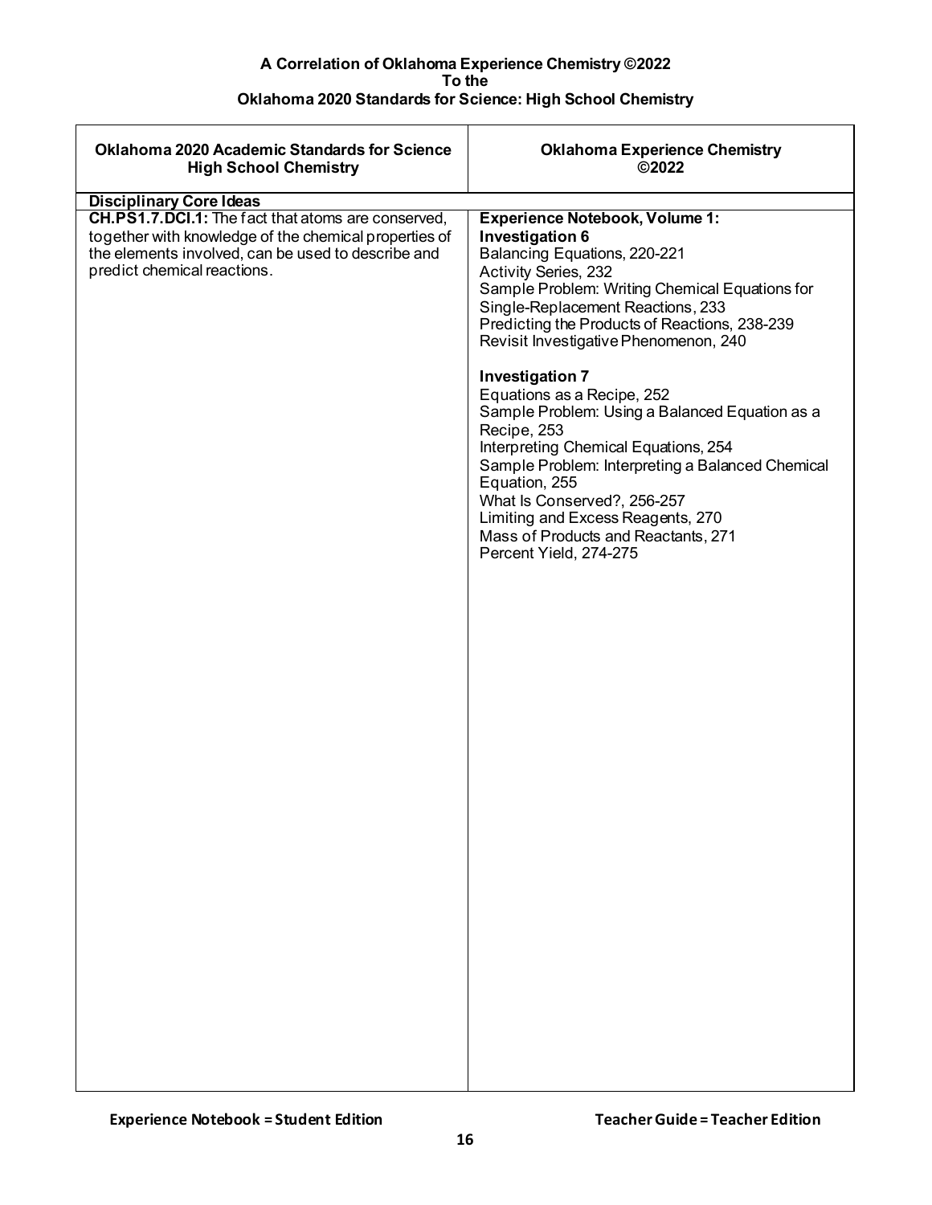**A Correlation of Oklahoma Experience Chemistry ©2022**
**To the**
**Oklahoma 2020 Standards for Science: High School Chemistry**

| Oklahoma 2020 Academic Standards for Science High School Chemistry | Oklahoma Experience Chemistry ©2022 |
|---|---|
| **Disciplinary Core Ideas** | |
| **CH.PS1.7.DCI.1:** The fact that atoms are conserved, together with knowledge of the chemical properties of the elements involved, can be used to describe and predict chemical reactions. | **Experience Notebook, Volume 1:**<br>**Investigation 6**<br>Balancing Equations, 220-221<br>Activity Series, 232<br>Sample Problem: Writing Chemical Equations for Single-Replacement Reactions, 233<br>Predicting the Products of Reactions, 238-239<br>Revisit Investigative Phenomenon, 240<br><br>**Investigation 7**<br>Equations as a Recipe, 252<br>Sample Problem: Using a Balanced Equation as a Recipe, 253<br>Interpreting Chemical Equations, 254<br>Sample Problem: Interpreting a Balanced Chemical Equation, 255<br>What Is Conserved?, 256-257<br>Limiting and Excess Reagents, 270<br>Mass of Products and Reactants, 271<br>Percent Yield, 274-275 |

**Experience Notebook = Student Edition** **Teacher Guide = Teacher Edition**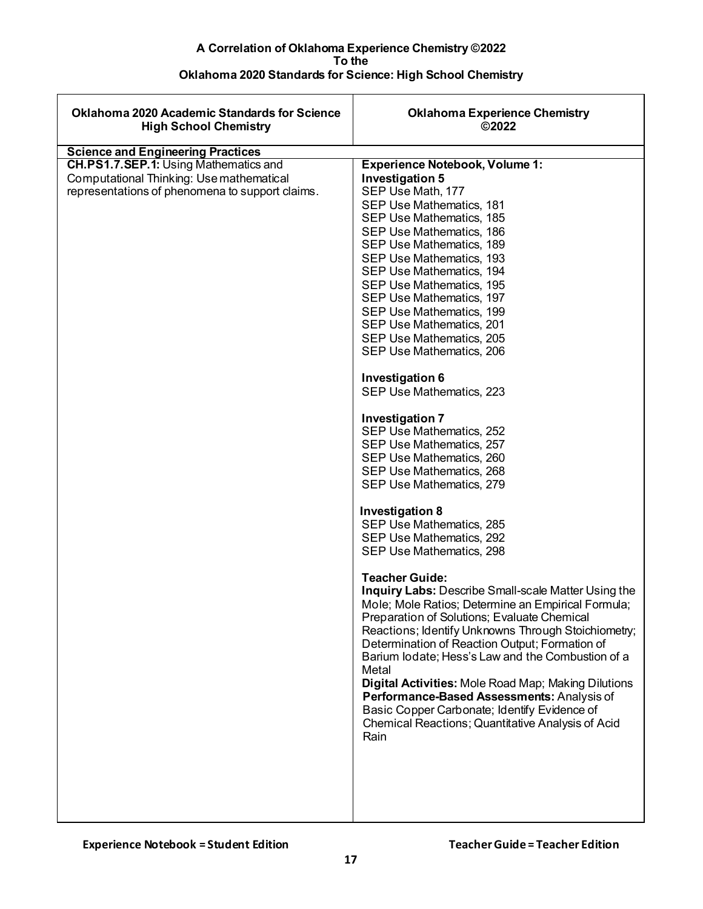# A Correlation of Oklahoma Experience Chemistry ©2022
# To the
# Oklahoma 2020 Standards for Science: High School Chemistry

| Oklahoma 2020 Academic Standards for Science High School Chemistry | Oklahoma Experience Chemistry ©2022 |
|---|---|
| **Science and Engineering Practices** | |
| **CH.PS1.7.SEP.1:** Using Mathematics and Computational Thinking: Use mathematical representations of phenomena to support claims. | **Experience Notebook, Volume 1:**<br>**Investigation 5**<br>SEP Use Math, 177<br>SEP Use Mathematics, 181<br>SEP Use Mathematics, 185<br>SEP Use Mathematics, 186<br>SEP Use Mathematics, 189<br>SEP Use Mathematics, 193<br>SEP Use Mathematics, 194<br>SEP Use Mathematics, 195<br>SEP Use Mathematics, 197<br>SEP Use Mathematics, 199<br>SEP Use Mathematics, 201<br>SEP Use Mathematics, 205<br>SEP Use Mathematics, 206<br><br>**Investigation 6**<br>SEP Use Mathematics, 223<br><br>**Investigation 7**<br>SEP Use Mathematics, 252<br>SEP Use Mathematics, 257<br>SEP Use Mathematics, 260<br>SEP Use Mathematics, 268<br>SEP Use Mathematics, 279<br><br>**Investigation 8**<br>SEP Use Mathematics, 285<br>SEP Use Mathematics, 292<br>SEP Use Mathematics, 298<br><br>**Teacher Guide:**<br>**Inquiry Labs:** Describe Small-scale Matter Using the Mole; Mole Ratios; Determine an Empirical Formula; Preparation of Solutions; Evaluate Chemical Reactions; Identify Unknowns Through Stoichiometry; Determination of Reaction Output; Formation of Barium Iodate; Hess's Law and the Combustion of a Metal<br>**Digital Activities:** Mole Road Map; Making Dilutions<br>**Performance-Based Assessments:** Analysis of Basic Copper Carbonate; Identify Evidence of Chemical Reactions; Quantitative Analysis of Acid Rain |

**Experience Notebook = Student Edition** **Teacher Guide = Teacher Edition**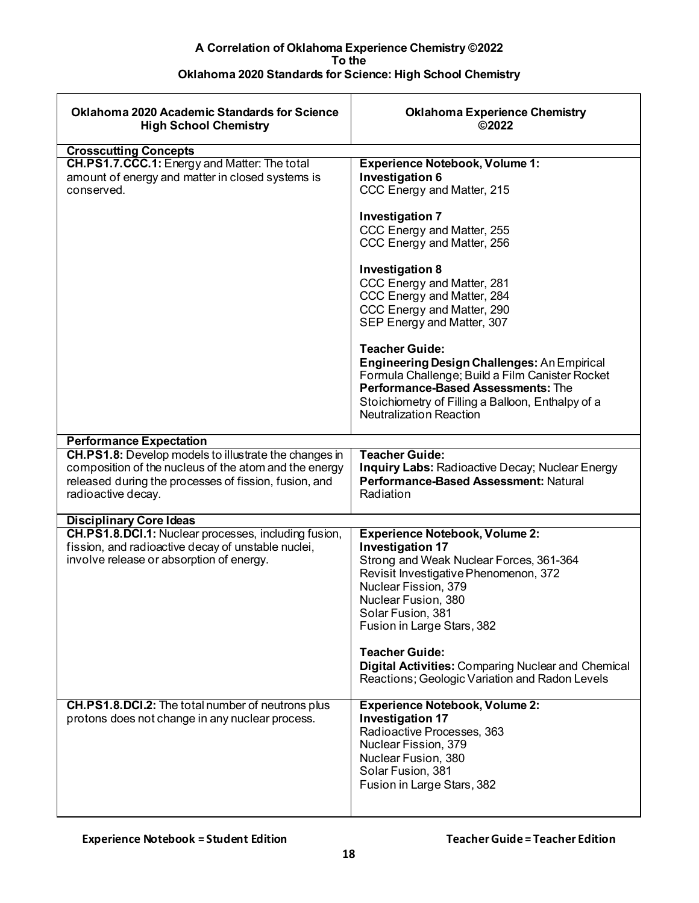**A Correlation of Oklahoma Experience Chemistry ©2022**
**To the**
**Oklahoma 2020 Standards for Science: High School Chemistry**

| Oklahoma 2020 Academic Standards for Science High School Chemistry | Oklahoma Experience Chemistry ©2022 |
|---|---|
| **Crosscutting Concepts** | |
| **CH.PS1.7.CCC.1:** Energy and Matter: The total amount of energy and matter in closed systems is conserved. | **Experience Notebook, Volume 1:**<br>**Investigation 6**<br>CCC Energy and Matter, 215<br><br>**Investigation 7**<br>CCC Energy and Matter, 255<br>CCC Energy and Matter, 256<br><br>**Investigation 8**<br>CCC Energy and Matter, 281<br>CCC Energy and Matter, 284<br>CCC Energy and Matter, 290<br>SEP Energy and Matter, 307<br><br>**Teacher Guide:**<br>**Engineering Design Challenges:** An Empirical Formula Challenge; Build a Film Canister Rocket<br>**Performance-Based Assessments:** The Stoichiometry of Filling a Balloon, Enthalpy of a Neutralization Reaction |
| **Performance Expectation** | |
| **CH.PS1.8:** Develop models to illustrate the changes in composition of the nucleus of the atom and the energy released during the processes of fission, fusion, and radioactive decay. | **Teacher Guide:**<br>**Inquiry Labs:** Radioactive Decay; Nuclear Energy<br>**Performance-Based Assessment:** Natural Radiation |
| **Disciplinary Core Ideas** | |
| **CH.PS1.8.DCI.1:** Nuclear processes, including fusion, fission, and radioactive decay of unstable nuclei, involve release or absorption of energy. | **Experience Notebook, Volume 2:**<br>**Investigation 17**<br>Strong and Weak Nuclear Forces, 361-364<br>Revisit Investigative Phenomenon, 372<br>Nuclear Fission, 379<br>Nuclear Fusion, 380<br>Solar Fusion, 381<br>Fusion in Large Stars, 382<br><br>**Teacher Guide:**<br>**Digital Activities:** Comparing Nuclear and Chemical Reactions; Geologic Variation and Radon Levels |
| **CH.PS1.8.DCI.2:** The total number of neutrons plus protons does not change in any nuclear process. | **Experience Notebook, Volume 2:**<br>**Investigation 17**<br>Radioactive Processes, 363<br>Nuclear Fission, 379<br>Nuclear Fusion, 380<br>Solar Fusion, 381<br>Fusion in Large Stars, 382 |

**Experience Notebook = Student Edition** **Teacher Guide = Teacher Edition**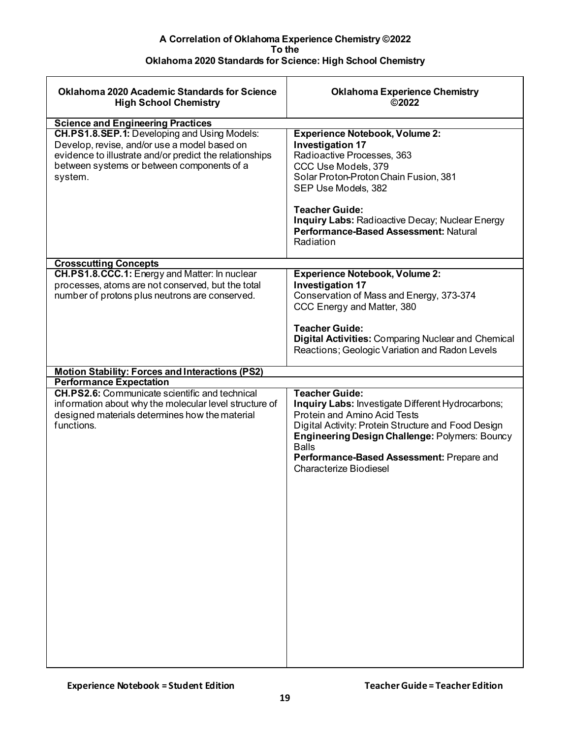**A Correlation of Oklahoma Experience Chemistry ©2022**
**To the**
**Oklahoma 2020 Standards for Science: High School Chemistry**

| Oklahoma 2020 Academic Standards for Science High School Chemistry | Oklahoma Experience Chemistry ©2022 |
|---|---|
| **Science and Engineering Practices** | |
| **CH.PS1.8.SEP.1:** Developing and Using Models: Develop, revise, and/or use a model based on evidence to illustrate and/or predict the relationships between systems or between components of a system. | **Experience Notebook, Volume 2:**<br>**Investigation 17**<br>Radioactive Processes, 363<br>CCC Use Models, 379<br>Solar Proton-Proton Chain Fusion, 381<br>SEP Use Models, 382<br><br>**Teacher Guide:**<br>**Inquiry Labs:** Radioactive Decay; Nuclear Energy<br>**Performance-Based Assessment:** Natural Radiation |
| **Crosscutting Concepts** | |
| **CH.PS1.8.CCC.1:** Energy and Matter: In nuclear processes, atoms are not conserved, but the total number of protons plus neutrons are conserved. | **Experience Notebook, Volume 2:**<br>**Investigation 17**<br>Conservation of Mass and Energy, 373-374<br>CCC Energy and Matter, 380<br><br>**Teacher Guide:**<br>**Digital Activities:** Comparing Nuclear and Chemical Reactions; Geologic Variation and Radon Levels |
| **Motion Stability: Forces and Interactions (PS2)** | |
| **Performance Expectation** | |
| **CH.PS2.6:** Communicate scientific and technical information about why the molecular level structure of designed materials determines how the material functions. | **Teacher Guide:**<br>**Inquiry Labs:** Investigate Different Hydrocarbons; Protein and Amino Acid Tests<br>Digital Activity: Protein Structure and Food Design<br>**Engineering Design Challenge:** Polymers: Bouncy Balls<br>**Performance-Based Assessment:** Prepare and Characterize Biodiesel |

**Experience Notebook = Student Edition** **Teacher Guide = Teacher Edition**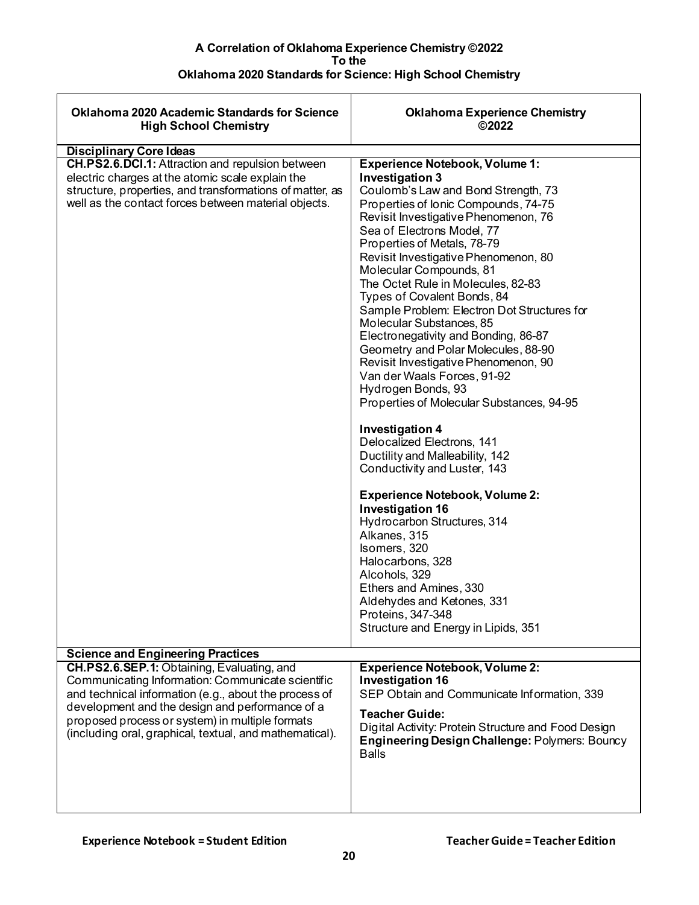**A Correlation of Oklahoma Experience Chemistry ©2022**
**To the**
**Oklahoma 2020 Standards for Science: High School Chemistry**

| Oklahoma 2020 Academic Standards for Science High School Chemistry | Oklahoma Experience Chemistry ©2022 |
|---|---|
| **Disciplinary Core Ideas** | |
| **CH.PS2.6.DCI.1:** Attraction and repulsion between electric charges at the atomic scale explain the structure, properties, and transformations of matter, as well as the contact forces between material objects. | **Experience Notebook, Volume 1:**<br>**Investigation 3**<br>Coulomb's Law and Bond Strength, 73<br>Properties of Ionic Compounds, 74-75<br>Revisit Investigative Phenomenon, 76<br>Sea of Electrons Model, 77<br>Properties of Metals, 78-79<br>Revisit Investigative Phenomenon, 80<br>Molecular Compounds, 81<br>The Octet Rule in Molecules, 82-83<br>Types of Covalent Bonds, 84<br>Sample Problem: Electron Dot Structures for Molecular Substances, 85<br>Electronegativity and Bonding, 86-87<br>Geometry and Polar Molecules, 88-90<br>Revisit Investigative Phenomenon, 90<br>Van der Waals Forces, 91-92<br>Hydrogen Bonds, 93<br>Properties of Molecular Substances, 94-95<br><br>**Investigation 4**<br>Delocalized Electrons, 141<br>Ductility and Malleability, 142<br>Conductivity and Luster, 143<br><br>**Experience Notebook, Volume 2:**<br>**Investigation 16**<br>Hydrocarbon Structures, 314<br>Alkanes, 315<br>Isomers, 320<br>Halocarbons, 328<br>Alcohols, 329<br>Ethers and Amines, 330<br>Aldehydes and Ketones, 331<br>Proteins, 347-348<br>Structure and Energy in Lipids, 351 |
| **Science and Engineering Practices** | |
| **CH.PS2.6.SEP.1:** Obtaining, Evaluating, and Communicating Information: Communicate scientific and technical information (e.g., about the process of development and the design and performance of a proposed process or system) in multiple formats (including oral, graphical, textual, and mathematical). | **Experience Notebook, Volume 2:**<br>**Investigation 16**<br>SEP Obtain and Communicate Information, 339<br><br>**Teacher Guide:**<br>Digital Activity: Protein Structure and Food Design<br>**Engineering Design Challenge:** Polymers: Bouncy Balls |

**Experience Notebook = Student Edition** **Teacher Guide = Teacher Edition**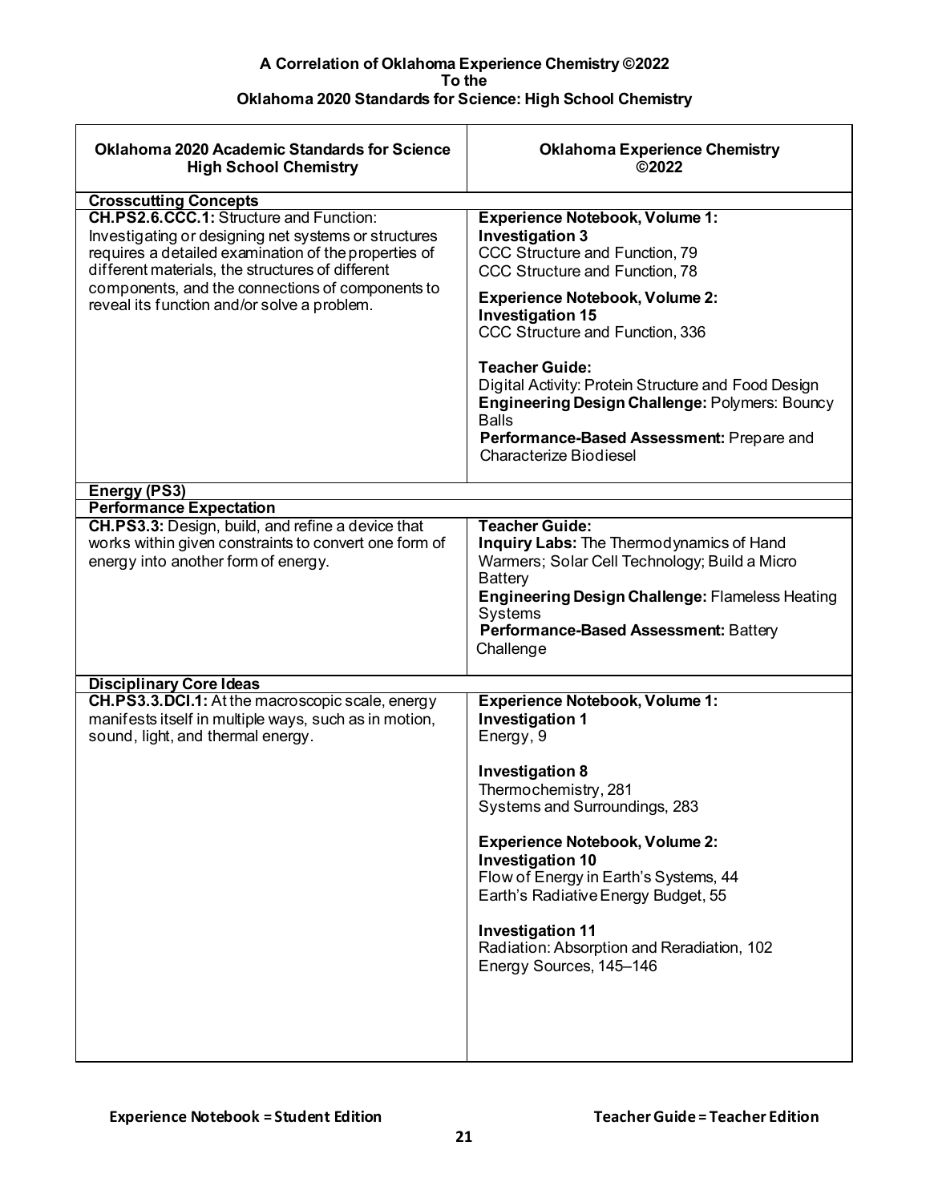**A Correlation of Oklahoma Experience Chemistry ©2022**
**To the**
**Oklahoma 2020 Standards for Science: High School Chemistry**

| Oklahoma 2020 Academic Standards for Science High School Chemistry | Oklahoma Experience Chemistry ©2022 |
|---|---|
| **Crosscutting Concepts** | |
| **CH.PS2.6.CCC.1:** Structure and Function: Investigating or designing net systems or structures requires a detailed examination of the properties of different materials, the structures of different components, and the connections of components to reveal its function and/or solve a problem. | **Experience Notebook, Volume 1:**<br>**Investigation 3**<br>CCC Structure and Function, 79<br>CCC Structure and Function, 78<br><br>**Experience Notebook, Volume 2:**<br>**Investigation 15**<br>CCC Structure and Function, 336<br><br>**Teacher Guide:**<br>Digital Activity: Protein Structure and Food Design<br>**Engineering Design Challenge:** Polymers: Bouncy Balls<br>**Performance-Based Assessment:** Prepare and Characterize Biodiesel |
| **Energy (PS3)** | |
| **Performance Expectation** | |
| **CH.PS3.3:** Design, build, and refine a device that works within given constraints to convert one form of energy into another form of energy. | **Teacher Guide:**<br>**Inquiry Labs:** The Thermodynamics of Hand Warmers; Solar Cell Technology; Build a Micro Battery<br>**Engineering Design Challenge:** Flameless Heating Systems<br>**Performance-Based Assessment:** Battery Challenge |
| **Disciplinary Core Ideas** | |
| **CH.PS3.3.DCI.1:** At the macroscopic scale, energy manifests itself in multiple ways, such as in motion, sound, light, and thermal energy. | **Experience Notebook, Volume 1:**<br>**Investigation 1**<br>Energy, 9<br><br>**Investigation 8**<br>Thermochemistry, 281<br>Systems and Surroundings, 283<br><br>**Experience Notebook, Volume 2:**<br>**Investigation 10**<br>Flow of Energy in Earth's Systems, 44<br>Earth's Radiative Energy Budget, 55<br><br>**Investigation 11**<br>Radiation: Absorption and Reradiation, 102<br>Energy Sources, 145–146 |

**Experience Notebook = Student Edition** **Teacher Guide = Teacher Edition**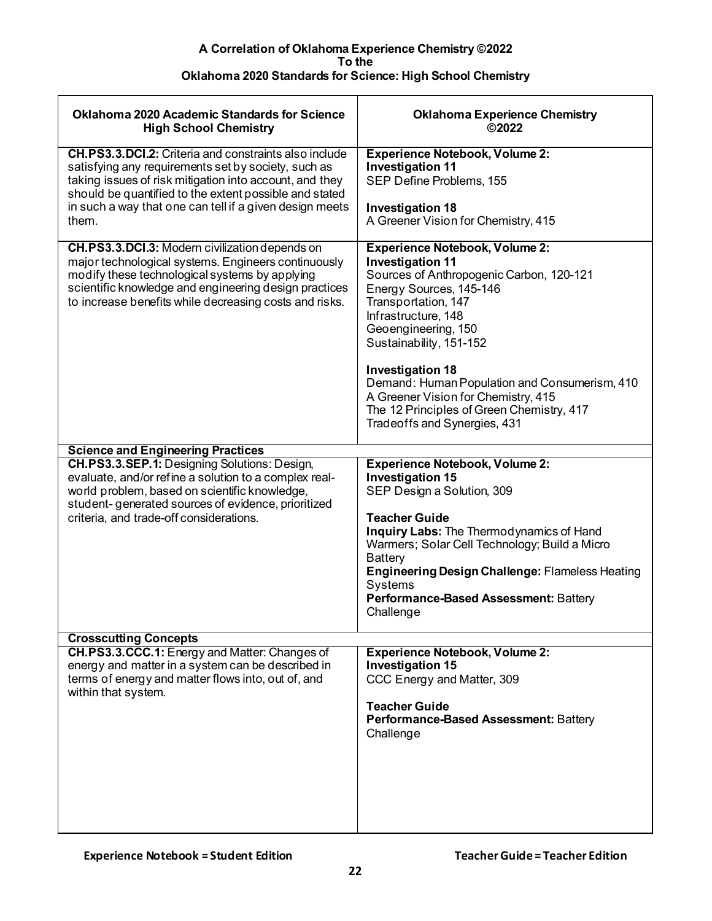**A Correlation of Oklahoma Experience Chemistry ©2022**
**To the**
**Oklahoma 2020 Standards for Science: High School Chemistry**

| Oklahoma 2020 Academic Standards for Science High School Chemistry | Oklahoma Experience Chemistry ©2022 |
|---|---|
| **CH.PS3.3.DCI.2:** Criteria and constraints also include satisfying any requirements set by society, such as taking issues of risk mitigation into account, and they should be quantified to the extent possible and stated in such a way that one can tell if a given design meets them. | **Experience Notebook, Volume 2:**<br>**Investigation 11**<br>SEP Define Problems, 155<br><br>**Investigation 18**<br>A Greener Vision for Chemistry, 415 |
| **CH.PS3.3.DCI.3:** Modern civilization depends on major technological systems. Engineers continuously modify these technological systems by applying scientific knowledge and engineering design practices to increase benefits while decreasing costs and risks. | **Experience Notebook, Volume 2:**<br>**Investigation 11**<br>Sources of Anthropogenic Carbon, 120-121<br>Energy Sources, 145-146<br>Transportation, 147<br>Infrastructure, 148<br>Geoengineering, 150<br>Sustainability, 151-152<br><br>**Investigation 18**<br>Demand: Human Population and Consumerism, 410<br>A Greener Vision for Chemistry, 415<br>The 12 Principles of Green Chemistry, 417<br>Tradeoffs and Synergies, 431 |
| **Science and Engineering Practices** | |
| **CH.PS3.3.SEP.1:** Designing Solutions: Design, evaluate, and/or refine a solution to a complex real-world problem, based on scientific knowledge, student-generated sources of evidence, prioritized criteria, and trade-off considerations. | **Experience Notebook, Volume 2:**<br>**Investigation 15**<br>SEP Design a Solution, 309<br><br>**Teacher Guide**<br>**Inquiry Labs:** The Thermodynamics of Hand Warmers; Solar Cell Technology; Build a Micro Battery<br>**Engineering Design Challenge:** Flameless Heating Systems<br>**Performance-Based Assessment:** Battery Challenge |
| **Crosscutting Concepts** | |
| **CH.PS3.3.CCC.1:** Energy and Matter: Changes of energy and matter in a system can be described in terms of energy and matter flows into, out of, and within that system. | **Experience Notebook, Volume 2:**<br>**Investigation 15**<br>CCC Energy and Matter, 309<br><br>**Teacher Guide**<br>**Performance-Based Assessment:** Battery Challenge |

**Experience Notebook = Student Edition** **Teacher Guide = Teacher Edition**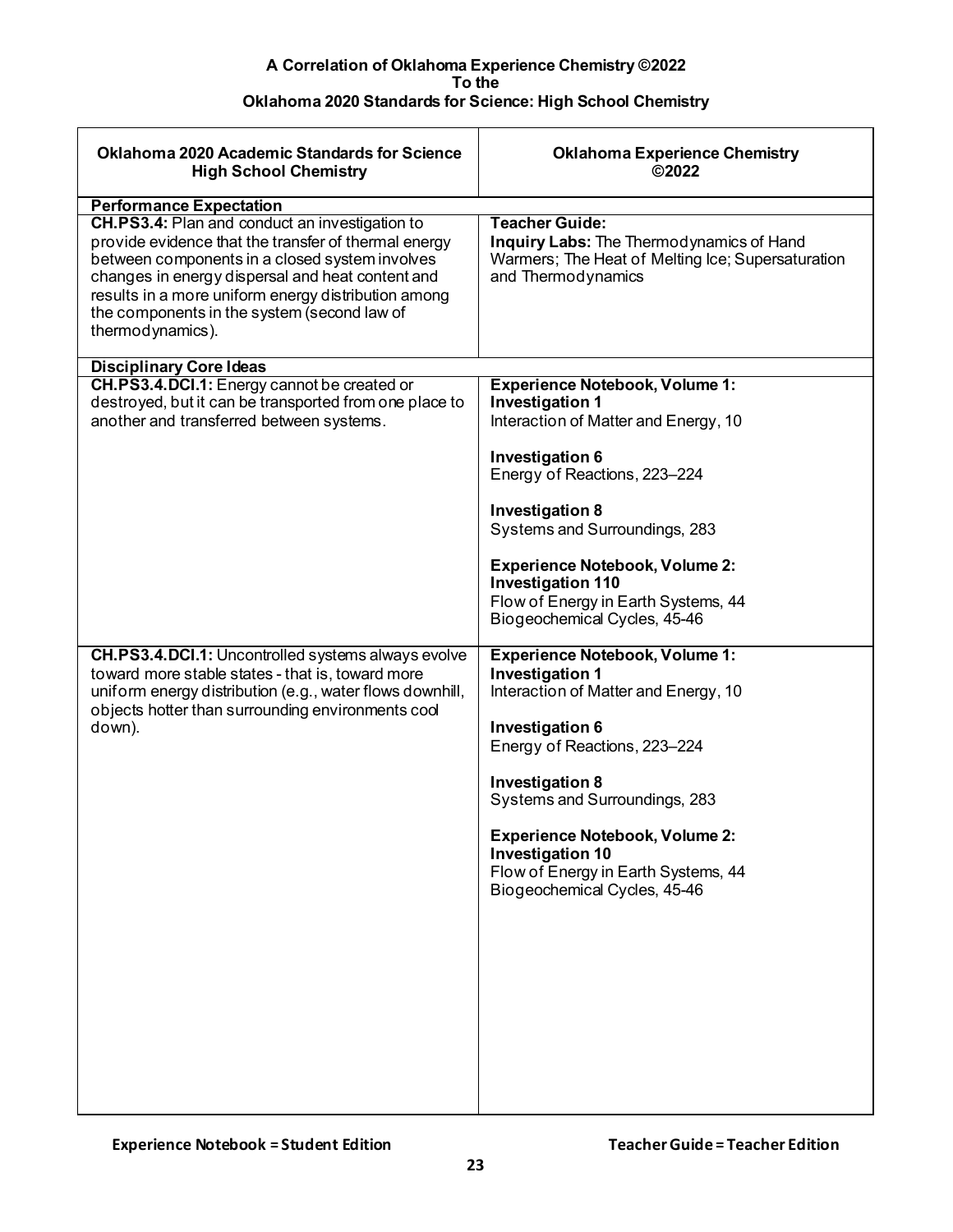**A Correlation of Oklahoma Experience Chemistry ©2022**
**To the**
**Oklahoma 2020 Standards for Science: High School Chemistry**

| Oklahoma 2020 Academic Standards for Science High School Chemistry | Oklahoma Experience Chemistry ©2022 |
|---|---|
| **Performance Expectation** | |
| **CH.PS3.4:** Plan and conduct an investigation to provide evidence that the transfer of thermal energy between components in a closed system involves changes in energy dispersal and heat content and results in a more uniform energy distribution among the components in the system (second law of thermodynamics). | **Teacher Guide:**<br>**Inquiry Labs:** The Thermodynamics of Hand Warmers; The Heat of Melting Ice; Supersaturation and Thermodynamics |
| **Disciplinary Core Ideas** | |
| **CH.PS3.4.DCI.1:** Energy cannot be created or destroyed, but it can be transported from one place to another and transferred between systems. | **Experience Notebook, Volume 1:**<br>**Investigation 1**<br>Interaction of Matter and Energy, 10<br><br>**Investigation 6**<br>Energy of Reactions, 223–224<br><br>**Investigation 8**<br>Systems and Surroundings, 283<br><br>**Experience Notebook, Volume 2:**<br>**Investigation 110**<br>Flow of Energy in Earth Systems, 44<br>Biogeochemical Cycles, 45-46 |
| **CH.PS3.4.DCI.1:** Uncontrolled systems always evolve toward more stable states - that is, toward more uniform energy distribution (e.g., water flows downhill, objects hotter than surrounding environments cool down). | **Experience Notebook, Volume 1:**<br>**Investigation 1**<br>Interaction of Matter and Energy, 10<br><br>**Investigation 6**<br>Energy of Reactions, 223–224<br><br>**Investigation 8**<br>Systems and Surroundings, 283<br><br>**Experience Notebook, Volume 2:**<br>**Investigation 10**<br>Flow of Energy in Earth Systems, 44<br>Biogeochemical Cycles, 45-46 |

**Experience Notebook = Student Edition** **Teacher Guide = Teacher Edition**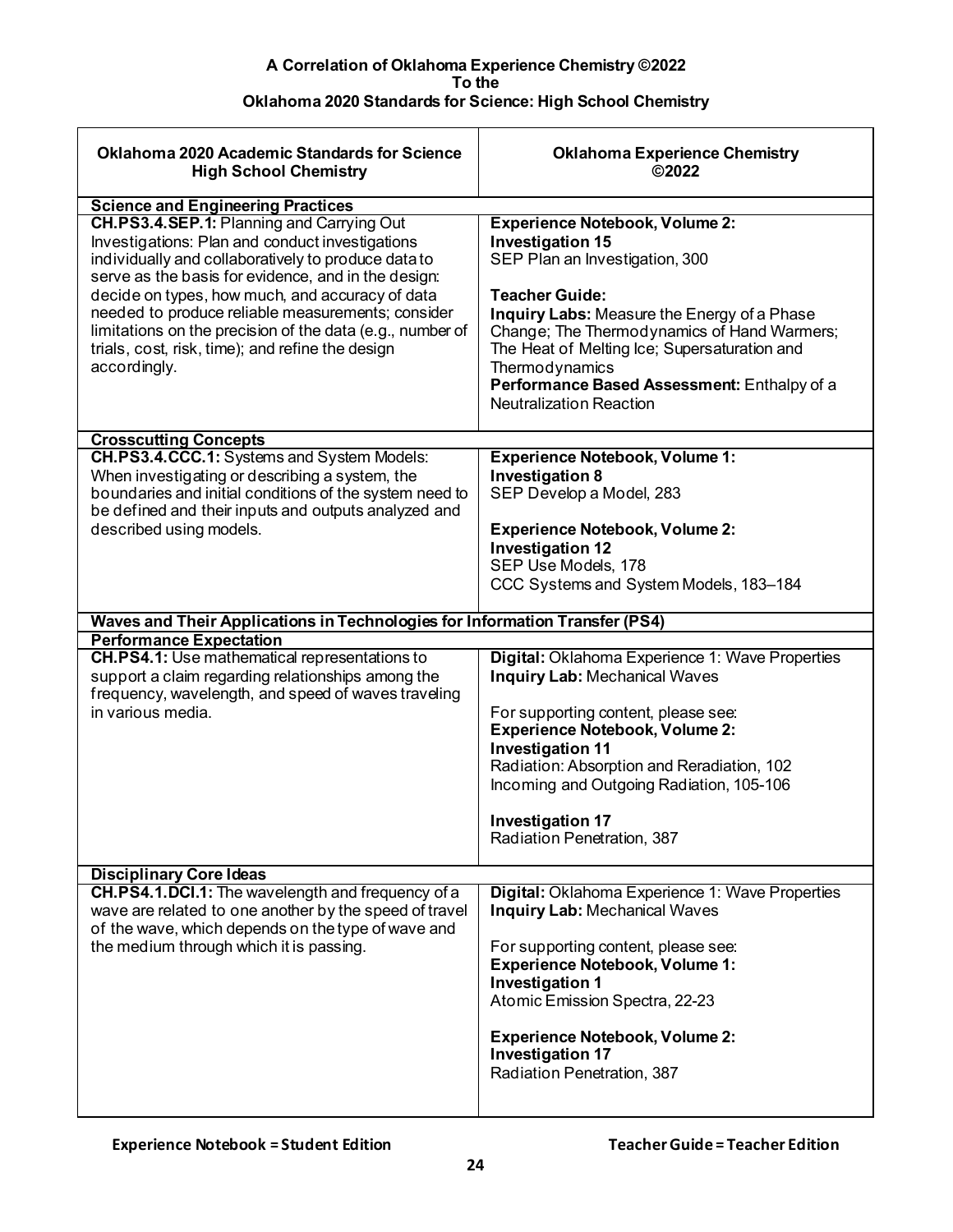**A Correlation of Oklahoma Experience Chemistry ©2022**
**To the**
**Oklahoma 2020 Standards for Science: High School Chemistry**

| Oklahoma 2020 Academic Standards for Science High School Chemistry | Oklahoma Experience Chemistry ©2022 |
|---|---|
| **Science and Engineering Practices** | |
| **CH.PS3.4.SEP.1:** Planning and Carrying Out Investigations: Plan and conduct investigations individually and collaboratively to produce data to serve as the basis for evidence, and in the design: decide on types, how much, and accuracy of data needed to produce reliable measurements; consider limitations on the precision of the data (e.g., number of trials, cost, risk, time); and refine the design accordingly. | **Experience Notebook, Volume 2:**<br>**Investigation 15**<br>SEP Plan an Investigation, 300<br><br>**Teacher Guide:**<br>**Inquiry Labs:** Measure the Energy of a Phase Change; The Thermodynamics of Hand Warmers; The Heat of Melting Ice; Supersaturation and Thermodynamics<br>**Performance Based Assessment:** Enthalpy of a Neutralization Reaction |
| **Crosscutting Concepts** | |
| **CH.PS3.4.CCC.1:** Systems and System Models: When investigating or describing a system, the boundaries and initial conditions of the system need to be defined and their inputs and outputs analyzed and described using models. | **Experience Notebook, Volume 1:**<br>**Investigation 8**<br>SEP Develop a Model, 283<br><br>**Experience Notebook, Volume 2:**<br>**Investigation 12**<br>SEP Use Models, 178<br>CCC Systems and System Models, 183–184 |
| **Waves and Their Applications in Technologies for Information Transfer (PS4)** | |
| **Performance Expectation** | |
| **CH.PS4.1:** Use mathematical representations to support a claim regarding relationships among the frequency, wavelength, and speed of waves traveling in various media. | **Digital:** Oklahoma Experience 1: Wave Properties<br>**Inquiry Lab:** Mechanical Waves<br><br>For supporting content, please see:<br>**Experience Notebook, Volume 2:**<br>**Investigation 11**<br>Radiation: Absorption and Reradiation, 102<br>Incoming and Outgoing Radiation, 105-106<br><br>**Investigation 17**<br>Radiation Penetration, 387 |
| **Disciplinary Core Ideas** | |
| **CH.PS4.1.DCI.1:** The wavelength and frequency of a wave are related to one another by the speed of travel of the wave, which depends on the type of wave and the medium through which it is passing. | **Digital:** Oklahoma Experience 1: Wave Properties<br>**Inquiry Lab:** Mechanical Waves<br><br>For supporting content, please see:<br>**Experience Notebook, Volume 1:**<br>**Investigation 1**<br>Atomic Emission Spectra, 22-23<br><br>**Experience Notebook, Volume 2:**<br>**Investigation 17**<br>Radiation Penetration, 387 |

**Experience Notebook = Student Edition** **Teacher Guide = Teacher Edition**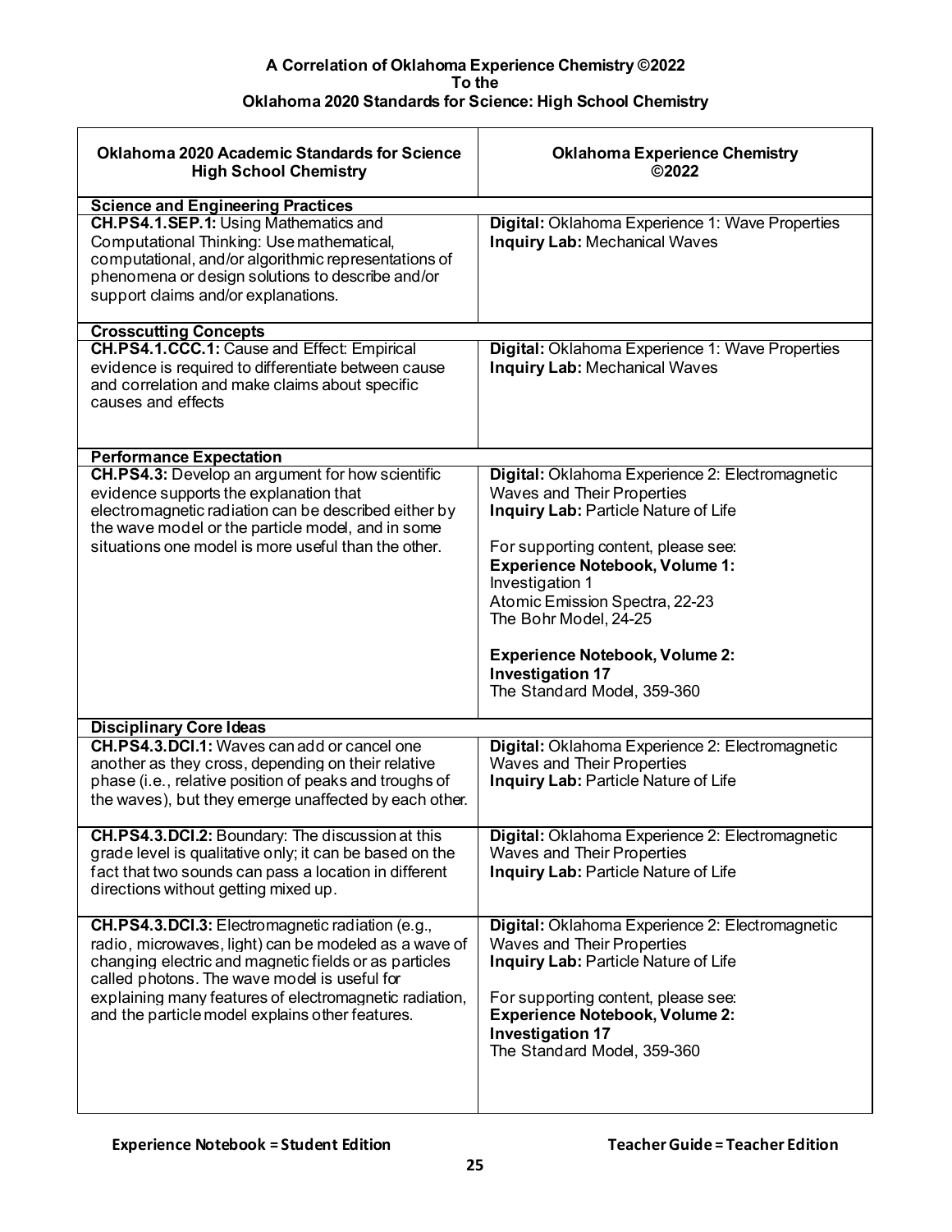**A Correlation of Oklahoma Experience Chemistry ©2022**
**To the**
**Oklahoma 2020 Standards for Science: High School Chemistry**

| Oklahoma 2020 Academic Standards for Science High School Chemistry | Oklahoma Experience Chemistry ©2022 |
|---|---|
| **Science and Engineering Practices** | |
| **CH.PS4.1.SEP.1:** Using Mathematics and Computational Thinking: Use mathematical, computational, and/or algorithmic representations of phenomena or design solutions to describe and/or support claims and/or explanations. | **Digital:** Oklahoma Experience 1: Wave Properties<br>**Inquiry Lab:** Mechanical Waves |
| **Crosscutting Concepts** | |
| **CH.PS4.1.CCC.1:** Cause and Effect: Empirical evidence is required to differentiate between cause and correlation and make claims about specific causes and effects | **Digital:** Oklahoma Experience 1: Wave Properties<br>**Inquiry Lab:** Mechanical Waves |
| **Performance Expectation** | |
| **CH.PS4.3:** Develop an argument for how scientific evidence supports the explanation that electromagnetic radiation can be described either by the wave model or the particle model, and in some situations one model is more useful than the other. | **Digital:** Oklahoma Experience 2: Electromagnetic Waves and Their Properties<br>**Inquiry Lab:** Particle Nature of Life<br><br>For supporting content, please see:<br>**Experience Notebook, Volume 1:**<br>Investigation 1<br>Atomic Emission Spectra, 22-23<br>The Bohr Model, 24-25<br><br>**Experience Notebook, Volume 2:**<br>**Investigation 17**<br>The Standard Model, 359-360 |
| **Disciplinary Core Ideas** | |
| **CH.PS4.3.DCI.1:** Waves can add or cancel one another as they cross, depending on their relative phase (i.e., relative position of peaks and troughs of the waves), but they emerge unaffected by each other. | **Digital:** Oklahoma Experience 2: Electromagnetic Waves and Their Properties<br>**Inquiry Lab:** Particle Nature of Life |
| **CH.PS4.3.DCI.2:** Boundary: The discussion at this grade level is qualitative only; it can be based on the fact that two sounds can pass a location in different directions without getting mixed up. | **Digital:** Oklahoma Experience 2: Electromagnetic Waves and Their Properties<br>**Inquiry Lab:** Particle Nature of Life |
| **CH.PS4.3.DCI.3:** Electromagnetic radiation (e.g., radio, microwaves, light) can be modeled as a wave of changing electric and magnetic fields or as particles called photons. The wave model is useful for explaining many features of electromagnetic radiation, and the particle model explains other features. | **Digital:** Oklahoma Experience 2: Electromagnetic Waves and Their Properties<br>**Inquiry Lab:** Particle Nature of Life<br><br>For supporting content, please see:<br>**Experience Notebook, Volume 2:**<br>**Investigation 17**<br>The Standard Model, 359-360 |

**Experience Notebook = Student Edition** **Teacher Guide = Teacher Edition**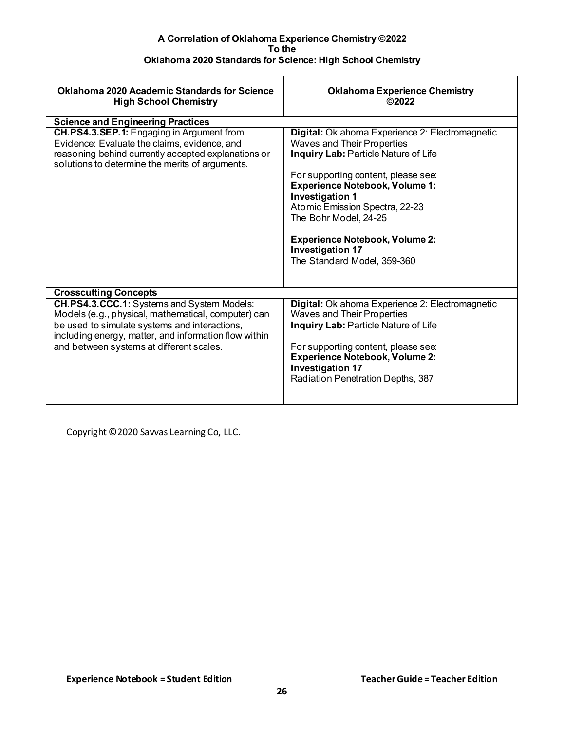**A Correlation of Oklahoma Experience Chemistry ©2022**
**To the**
**Oklahoma 2020 Standards for Science: High School Chemistry**

| Oklahoma 2020 Academic Standards for Science High School Chemistry | Oklahoma Experience Chemistry ©2022 |
|---|---|
| **Science and Engineering Practices** | |
| **CH.PS4.3.SEP.1:** Engaging in Argument from Evidence: Evaluate the claims, evidence, and reasoning behind currently accepted explanations or solutions to determine the merits of arguments. | **Digital:** Oklahoma Experience 2: Electromagnetic Waves and Their Properties<br>**Inquiry Lab:** Particle Nature of Life<br><br>For supporting content, please see:<br>**Experience Notebook, Volume 1:**<br>**Investigation 1**<br>Atomic Emission Spectra, 22-23<br>The Bohr Model, 24-25<br><br>**Experience Notebook, Volume 2:**<br>**Investigation 17**<br>The Standard Model, 359-360 |
| **Crosscutting Concepts** | |
| **CH.PS4.3.CCC.1:** Systems and System Models: Models (e.g., physical, mathematical, computer) can be used to simulate systems and interactions, including energy, matter, and information flow within and between systems at different scales. | **Digital:** Oklahoma Experience 2: Electromagnetic Waves and Their Properties<br>**Inquiry Lab:** Particle Nature of Life<br><br>For supporting content, please see:<br>**Experience Notebook, Volume 2:**<br>**Investigation 17**<br>Radiation Penetration Depths, 387 |

Copyright ©2020 Savvas Learning Co, LLC.

**Experience Notebook = Student Edition** **Teacher Guide = Teacher Edition**